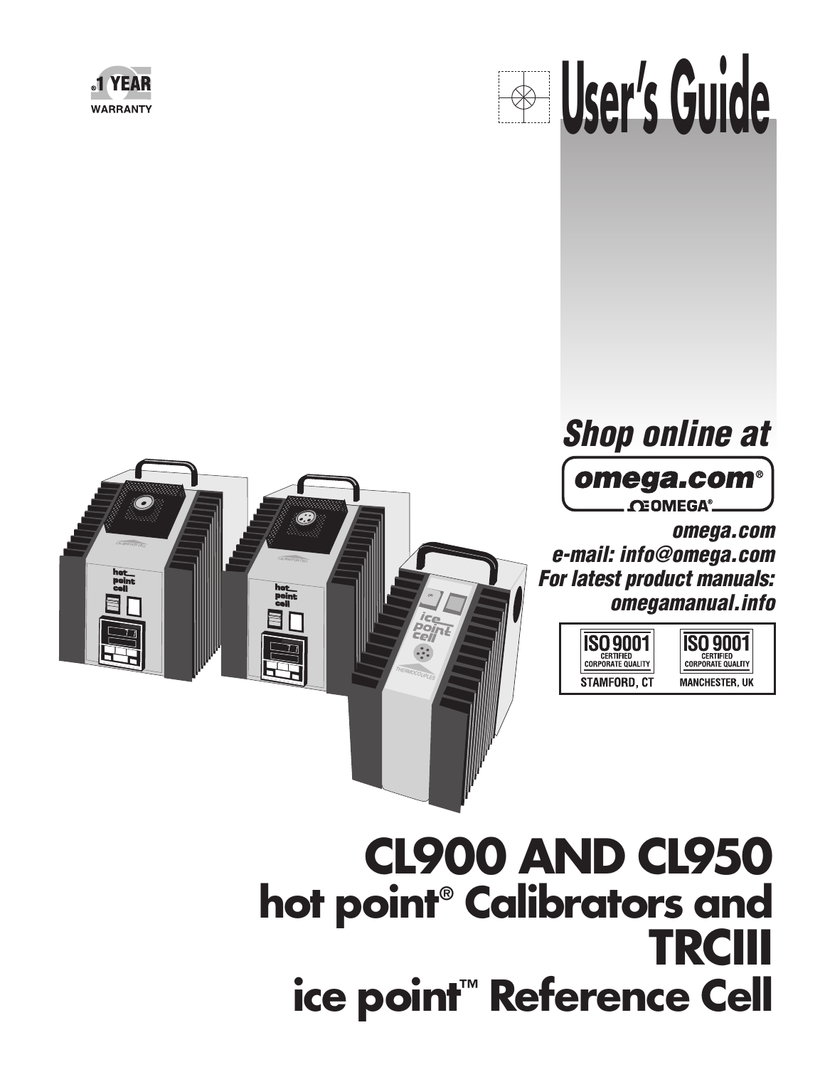1 YEAR WARRANTY

# User's Guide

*Shop online at*

**omega.com®**

OMEGA®

*omega.com*
*e-mail: info@omega.com*
*For latest product manuals:*
*omegamanual.info*

ISO 9001 CERTIFIED CORPORATE QUALITY — STAMFORD, CT

ISO 9001 CERTIFIED CORPORATE QUALITY — MANCHESTER, UK

# CL900 AND CL950

## hot point® Calibrators and

## TRCIII

## ice point™ Reference Cell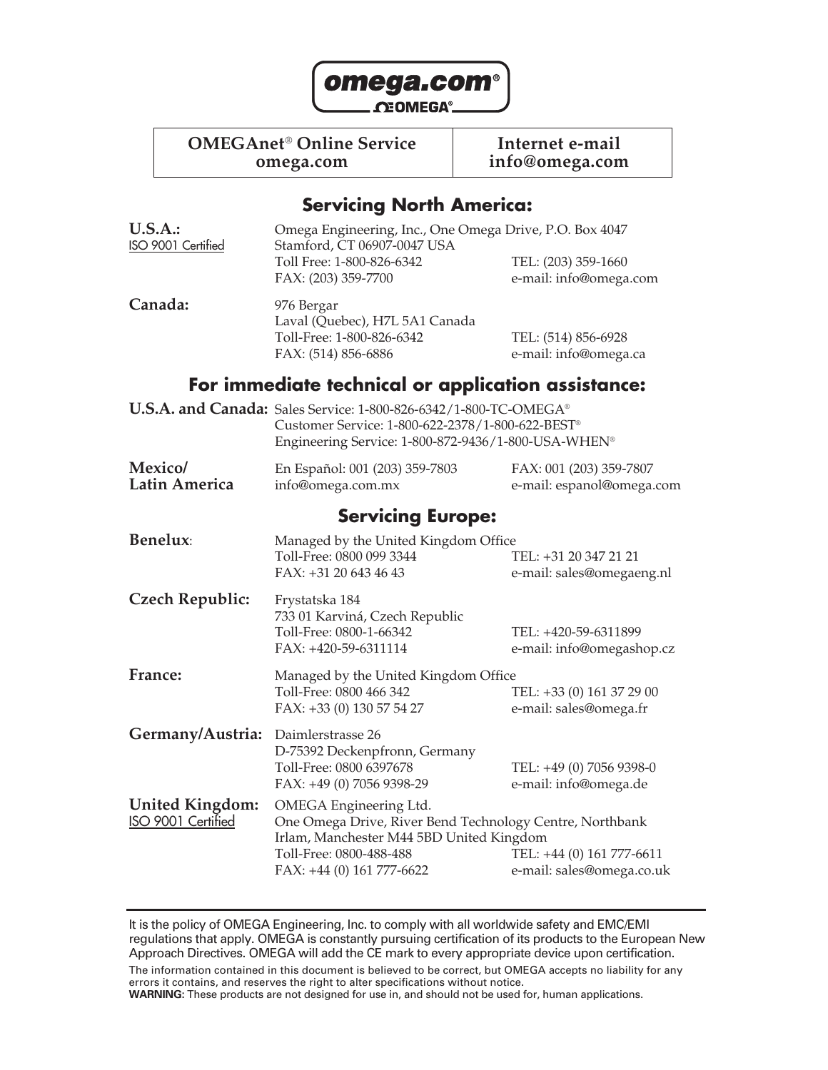**omega.com®**

**OMEGA®**

| OMEGAnet® Online Service | Internet e-mail |
|---|---|
| omega.com | info@omega.com |

## Servicing North America:

**U.S.A.:**
ISO 9001 Certified

Omega Engineering, Inc., One Omega Drive, P.O. Box 4047
Stamford, CT 06907-0047 USA
Toll Free: 1-800-826-6342 TEL: (203) 359-1660
FAX: (203) 359-7700 e-mail: info@omega.com

**Canada:**

976 Bergar
Laval (Quebec), H7L 5A1 Canada
Toll-Free: 1-800-826-6342 TEL: (514) 856-6928
FAX: (514) 856-6886 e-mail: info@omega.ca

## For immediate technical or application assistance:

**U.S.A. and Canada:** Sales Service: 1-800-826-6342/1-800-TC-OMEGA®
Customer Service: 1-800-622-2378/1-800-622-BEST®
Engineering Service: 1-800-872-9436/1-800-USA-WHEN®

**Mexico/ Latin America**

En Español: 001 (203) 359-7803 FAX: 001 (203) 359-7807
info@omega.com.mx e-mail: espanol@omega.com

## Servicing Europe:

**Benelux**:

Managed by the United Kingdom Office
Toll-Free: 0800 099 3344 TEL: +31 20 347 21 21
FAX: +31 20 643 46 43 e-mail: sales@omegaeng.nl

**Czech Republic:**

Frystatska 184
733 01 Karviná, Czech Republic
Toll-Free: 0800-1-66342 TEL: +420-59-6311899
FAX: +420-59-6311114 e-mail: info@omegashop.cz

**France:**

Managed by the United Kingdom Office
Toll-Free: 0800 466 342 TEL: +33 (0) 161 37 29 00
FAX: +33 (0) 130 57 54 27 e-mail: sales@omega.fr

**Germany/Austria:**

Daimlerstrasse 26
D-75392 Deckenpfronn, Germany
Toll-Free: 0800 6397678 TEL: +49 (0) 7056 9398-0
FAX: +49 (0) 7056 9398-29 e-mail: info@omega.de

**United Kingdom:**
ISO 9001 Certified

OMEGA Engineering Ltd.
One Omega Drive, River Bend Technology Centre, Northbank
Irlam, Manchester M44 5BD United Kingdom
Toll-Free: 0800-488-488 TEL: +44 (0) 161 777-6611
FAX: +44 (0) 161 777-6622 e-mail: sales@omega.co.uk

---

It is the policy of OMEGA Engineering, Inc. to comply with all worldwide safety and EMC/EMI regulations that apply. OMEGA is constantly pursuing certification of its products to the European New Approach Directives. OMEGA will add the CE mark to every appropriate device upon certification.

The information contained in this document is believed to be correct, but OMEGA accepts no liability for any errors it contains, and reserves the right to alter specifications without notice.

**WARNING:** These products are not designed for use in, and should not be used for, human applications.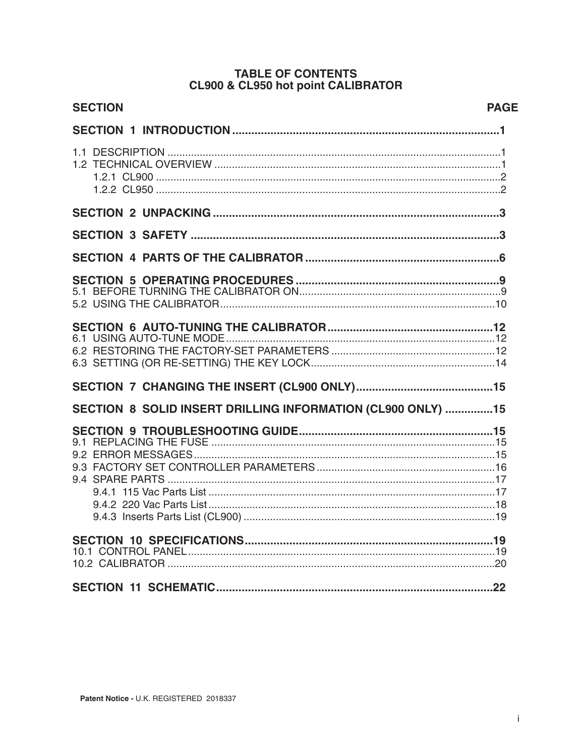# TABLE OF CONTENTS
## CL900 & CL950 hot point CALIBRATOR

| SECTION | PAGE |
|---|---|
| **SECTION 1 INTRODUCTION** | **1** |
| 1.1 DESCRIPTION | 1 |
| 1.2 TECHNICAL OVERVIEW | 1 |
| 1.2.1 CL900 | 2 |
| 1.2.2 CL950 | 2 |
| **SECTION 2 UNPACKING** | **3** |
| **SECTION 3 SAFETY** | **3** |
| **SECTION 4 PARTS OF THE CALIBRATOR** | **6** |
| **SECTION 5 OPERATING PROCEDURES** | **9** |
| 5.1 BEFORE TURNING THE CALIBRATOR ON | 9 |
| 5.2 USING THE CALIBRATOR | 10 |
| **SECTION 6 AUTO-TUNING THE CALIBRATOR** | **12** |
| 6.1 USING AUTO-TUNE MODE | 12 |
| 6.2 RESTORING THE FACTORY-SET PARAMETERS | 12 |
| 6.3 SETTING (OR RE-SETTING) THE KEY LOCK | 14 |
| **SECTION 7 CHANGING THE INSERT (CL900 ONLY)** | **15** |
| **SECTION 8 SOLID INSERT DRILLING INFORMATION (CL900 ONLY)** | **15** |
| **SECTION 9 TROUBLESHOOTING GUIDE** | **15** |
| 9.1 REPLACING THE FUSE | 15 |
| 9.2 ERROR MESSAGES | 15 |
| 9.3 FACTORY SET CONTROLLER PARAMETERS | 16 |
| 9.4 SPARE PARTS | 17 |
| 9.4.1 115 Vac Parts List | 17 |
| 9.4.2 220 Vac Parts List | 18 |
| 9.4.3 Inserts Parts List (CL900) | 19 |
| **SECTION 10 SPECIFICATIONS** | **19** |
| 10.1 CONTROL PANEL | 19 |
| 10.2 CALIBRATOR | 20 |
| **SECTION 11 SCHEMATIC** | **22** |

**Patent Notice -** U.K. REGISTERED 2018337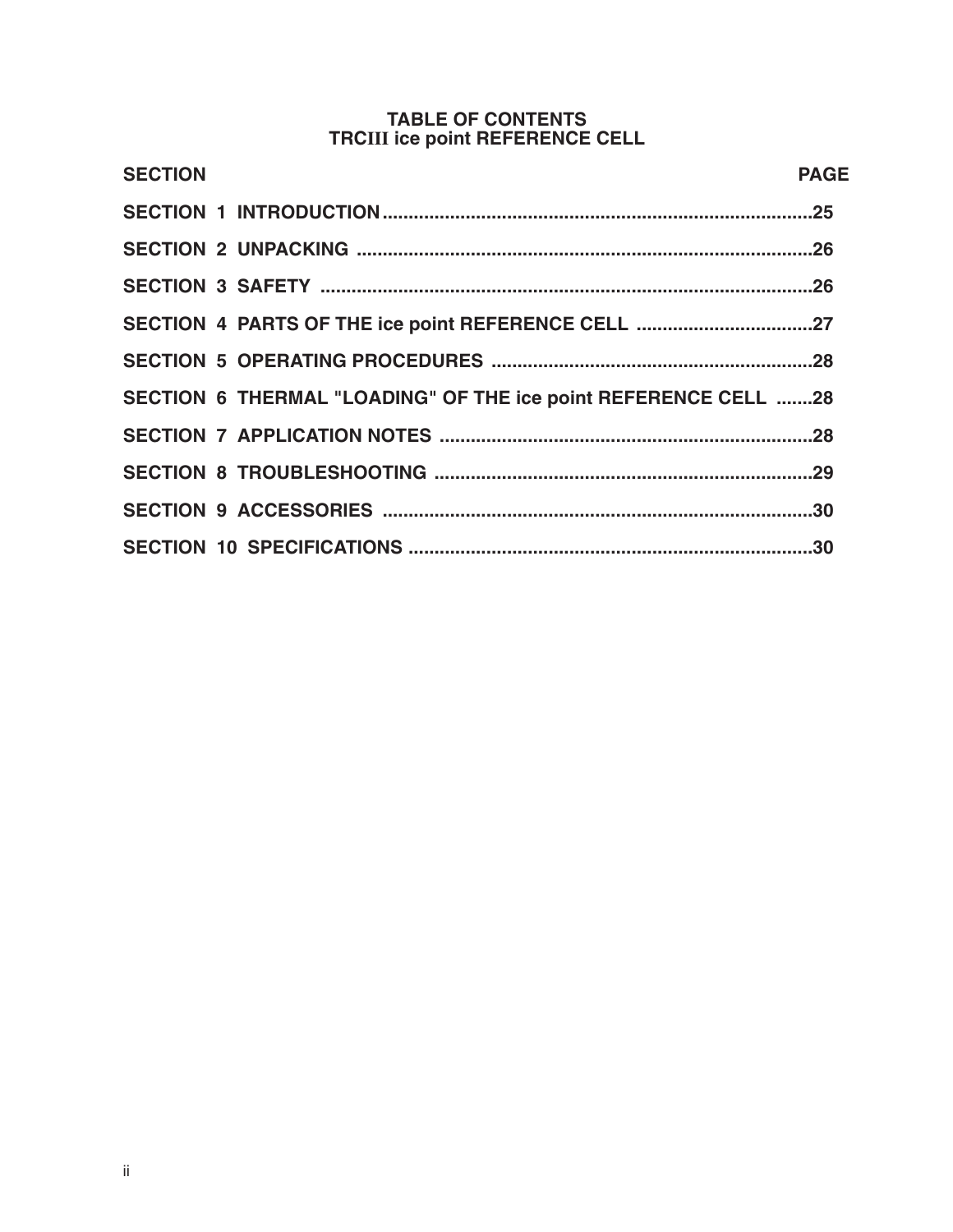# TABLE OF CONTENTS
## TRCIII ice point REFERENCE CELL

| SECTION | PAGE |
|---|---|
| SECTION 1 INTRODUCTION | 25 |
| SECTION 2 UNPACKING | 26 |
| SECTION 3 SAFETY | 26 |
| SECTION 4 PARTS OF THE ice point REFERENCE CELL | 27 |
| SECTION 5 OPERATING PROCEDURES | 28 |
| SECTION 6 THERMAL "LOADING" OF THE ice point REFERENCE CELL | 28 |
| SECTION 7 APPLICATION NOTES | 28 |
| SECTION 8 TROUBLESHOOTING | 29 |
| SECTION 9 ACCESSORIES | 30 |
| SECTION 10 SPECIFICATIONS | 30 |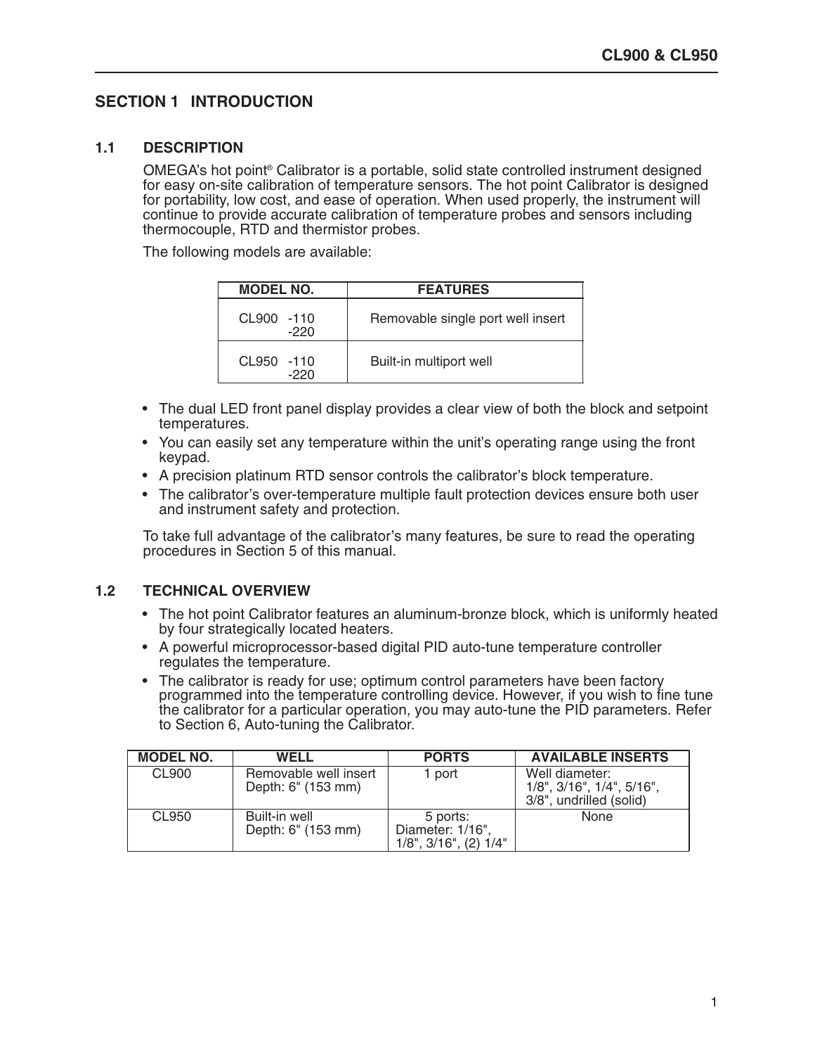# SECTION 1 INTRODUCTION

## 1.1 DESCRIPTION

OMEGA's hot point® Calibrator is a portable, solid state controlled instrument designed for easy on-site calibration of temperature sensors. The hot point Calibrator is designed for portability, low cost, and ease of operation. When used properly, the instrument will continue to provide accurate calibration of temperature probes and sensors including thermocouple, RTD and thermistor probes.

The following models are available:

| MODEL NO. | FEATURES |
|---|---|
| CL900 -110<br>-220 | Removable single port well insert |
| CL950 -110<br>-220 | Built-in multiport well |

- The dual LED front panel display provides a clear view of both the block and setpoint temperatures.
- You can easily set any temperature within the unit's operating range using the front keypad.
- A precision platinum RTD sensor controls the calibrator's block temperature.
- The calibrator's over-temperature multiple fault protection devices ensure both user and instrument safety and protection.

To take full advantage of the calibrator's many features, be sure to read the operating procedures in Section 5 of this manual.

## 1.2 TECHNICAL OVERVIEW

- The hot point Calibrator features an aluminum-bronze block, which is uniformly heated by four strategically located heaters.
- A powerful microprocessor-based digital PID auto-tune temperature controller regulates the temperature.
- The calibrator is ready for use; optimum control parameters have been factory programmed into the temperature controlling device. However, if you wish to fine tune the calibrator for a particular operation, you may auto-tune the PID parameters. Refer to Section 6, Auto-tuning the Calibrator.

| MODEL NO. | WELL | PORTS | AVAILABLE INSERTS |
|---|---|---|---|
| CL900 | Removable well insert<br>Depth: 6" (153 mm) | 1 port | Well diameter:<br>1/8", 3/16", 1/4", 5/16",<br>3/8", undrilled (solid) |
| CL950 | Built-in well<br>Depth: 6" (153 mm) | 5 ports:<br>Diameter: 1/16",<br>1/8", 3/16", (2) 1/4" | None |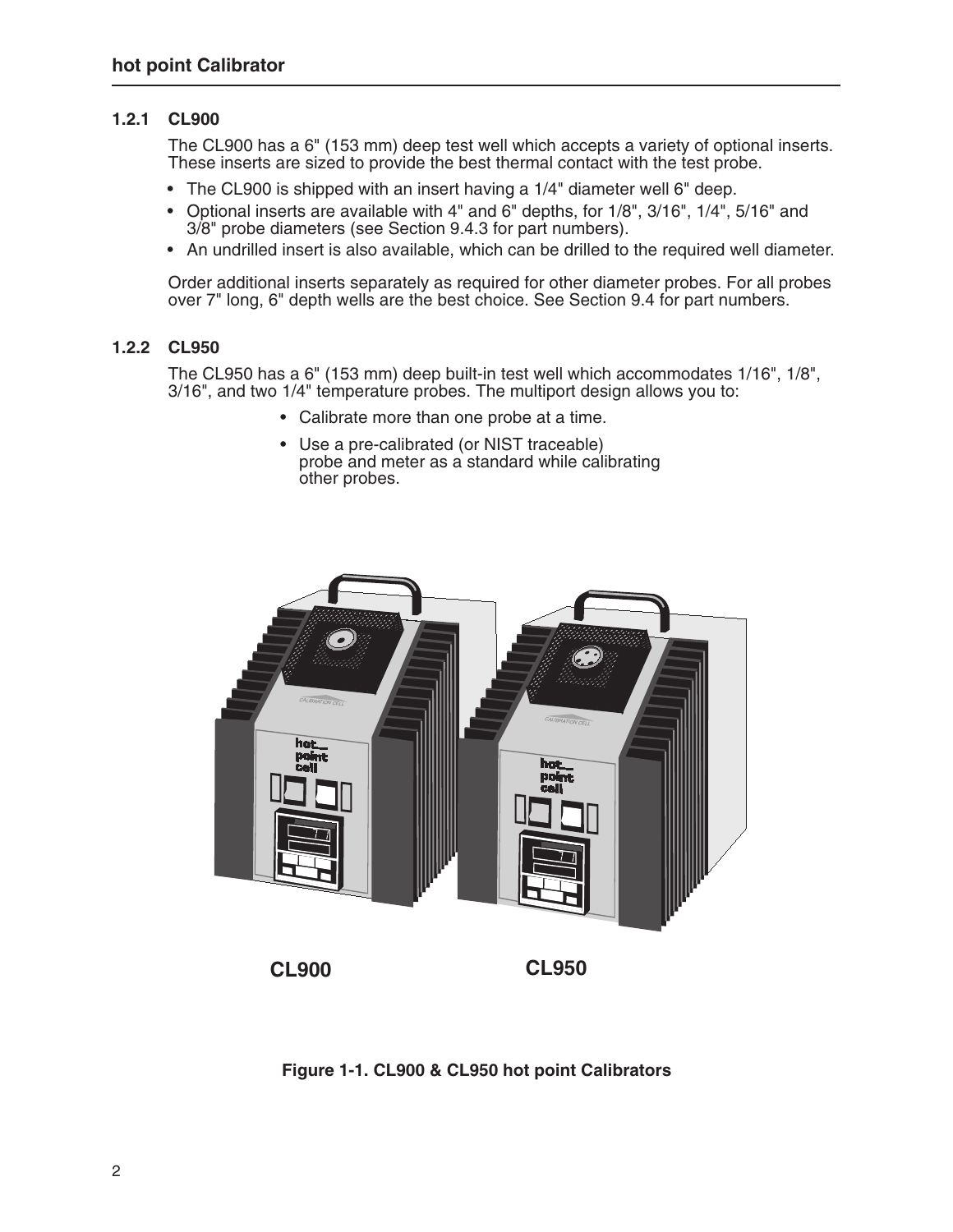### 1.2.1 CL900

The CL900 has a 6" (153 mm) deep test well which accepts a variety of optional inserts. These inserts are sized to provide the best thermal contact with the test probe.

- The CL900 is shipped with an insert having a 1/4" diameter well 6" deep.
- Optional inserts are available with 4" and 6" depths, for 1/8", 3/16", 1/4", 5/16" and 3/8" probe diameters (see Section 9.4.3 for part numbers).
- An undrilled insert is also available, which can be drilled to the required well diameter.

Order additional inserts separately as required for other diameter probes. For all probes over 7" long, 6" depth wells are the best choice. See Section 9.4 for part numbers.

### 1.2.2 CL950

The CL950 has a 6" (153 mm) deep built-in test well which accommodates 1/16", 1/8", 3/16", and two 1/4" temperature probes. The multiport design allows you to:

- Calibrate more than one probe at a time.
- Use a pre-calibrated (or NIST traceable) probe and meter as a standard while calibrating other probes.

CL900 CL950

**Figure 1-1. CL900 & CL950 hot point Calibrators**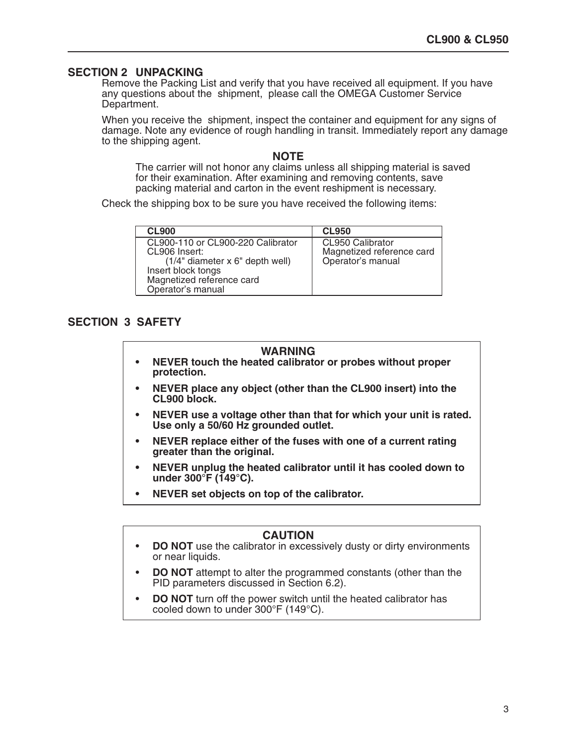## SECTION 2 UNPACKING

Remove the Packing List and verify that you have received all equipment. If you have any questions about the shipment, please call the OMEGA Customer Service Department.

When you receive the shipment, inspect the container and equipment for any signs of damage. Note any evidence of rough handling in transit. Immediately report any damage to the shipping agent.

**NOTE**

The carrier will not honor any claims unless all shipping material is saved for their examination. After examining and removing contents, save packing material and carton in the event reshipment is necessary.

Check the shipping box to be sure you have received the following items:

| CL900 | CL950 |
| --- | --- |
| CL900-110 or CL900-220 Calibrator<br>CL906 Insert:<br>(1/4" diameter x 6" depth well)<br>Insert block tongs<br>Magnetized reference card<br>Operator's manual | CL950 Calibrator<br>Magnetized reference card<br>Operator's manual |

## SECTION 3 SAFETY

**WARNING**

- **NEVER touch the heated calibrator or probes without proper protection.**
- **NEVER place any object (other than the CL900 insert) into the CL900 block.**
- **NEVER use a voltage other than that for which your unit is rated. Use only a 50/60 Hz grounded outlet.**
- **NEVER replace either of the fuses with one of a current rating greater than the original.**
- **NEVER unplug the heated calibrator until it has cooled down to under 300°F (149°C).**
- **NEVER set objects on top of the calibrator.**

**CAUTION**

- **DO NOT** use the calibrator in excessively dusty or dirty environments or near liquids.
- **DO NOT** attempt to alter the programmed constants (other than the PID parameters discussed in Section 6.2).
- **DO NOT** turn off the power switch until the heated calibrator has cooled down to under 300°F (149°C).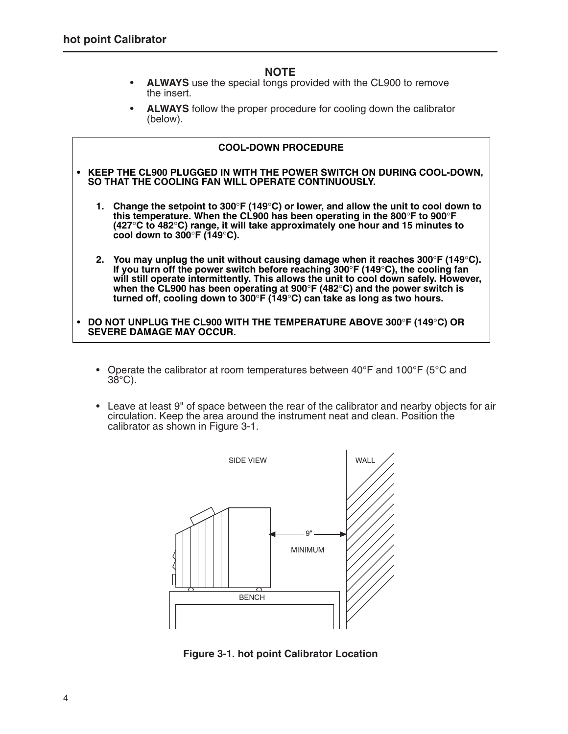**NOTE**

- **ALWAYS** use the special tongs provided with the CL900 to remove the insert.
- **ALWAYS** follow the proper procedure for cooling down the calibrator (below).

**COOL-DOWN PROCEDURE**

- **KEEP THE CL900 PLUGGED IN WITH THE POWER SWITCH ON DURING COOL-DOWN, SO THAT THE COOLING FAN WILL OPERATE CONTINUOUSLY.**

  1. **Change the setpoint to 300°F (149°C) or lower, and allow the unit to cool down to this temperature. When the CL900 has been operating in the 800°F to 900°F (427°C to 482°C) range, it will take approximately one hour and 15 minutes to cool down to 300°F (149°C).**

  2. **You may unplug the unit without causing damage when it reaches 300°F (149°C). If you turn off the power switch before reaching 300°F (149°C), the cooling fan will still operate intermittently. This allows the unit to cool down safely. However, when the CL900 has been operating at 900°F (482°C) and the power switch is turned off, cooling down to 300°F (149°C) can take as long as two hours.**

- **DO NOT UNPLUG THE CL900 WITH THE TEMPERATURE ABOVE 300°F (149°C) OR SEVERE DAMAGE MAY OCCUR.**

- Operate the calibrator at room temperatures between 40°F and 100°F (5°C and 38°C).
- Leave at least 9" of space between the rear of the calibrator and nearby objects for air circulation. Keep the area around the instrument neat and clean. Position the calibrator as shown in Figure 3-1.

SIDE VIEW

WALL

9"

MINIMUM

BENCH

**Figure 3-1. hot point Calibrator Location**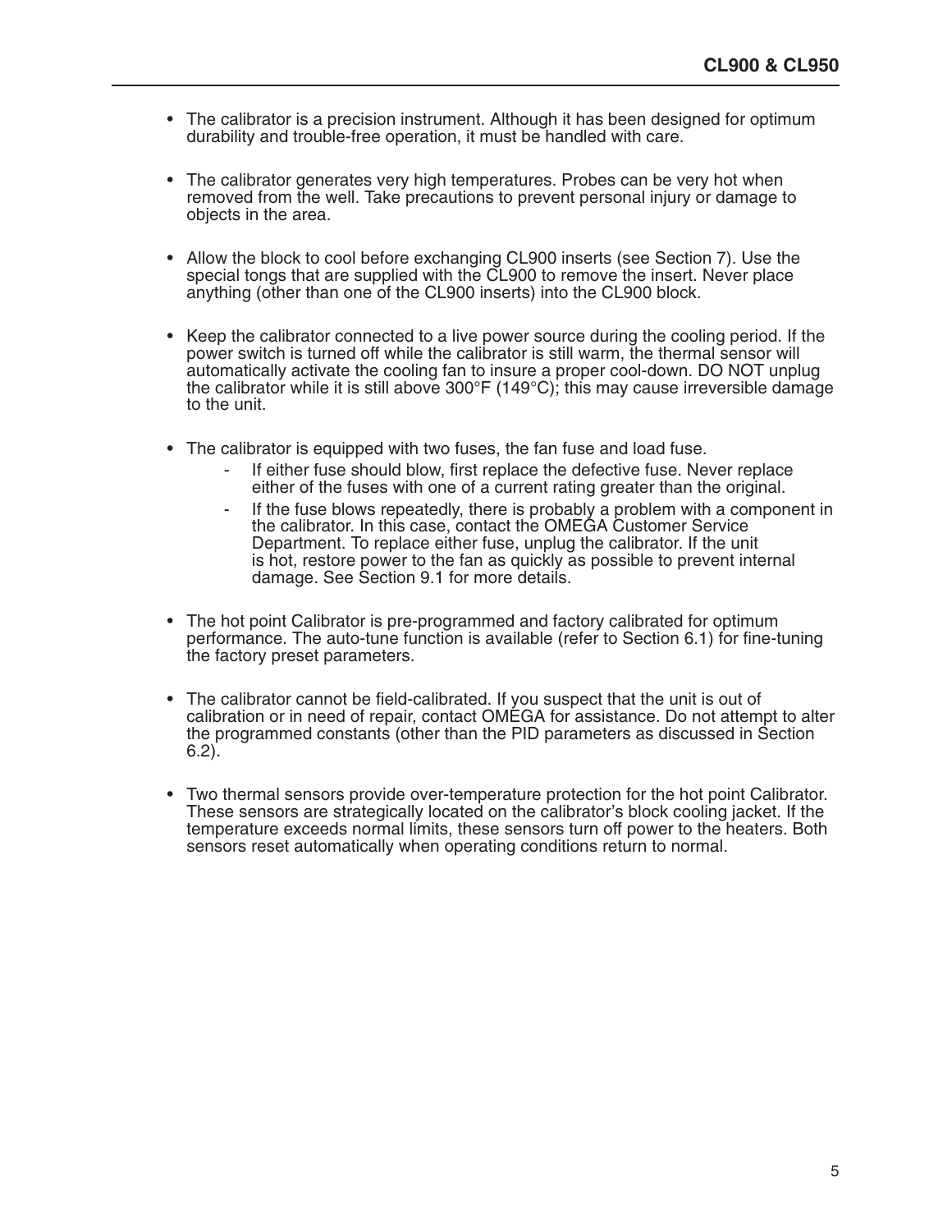- The calibrator is a precision instrument. Although it has been designed for optimum durability and trouble-free operation, it must be handled with care.

- The calibrator generates very high temperatures. Probes can be very hot when removed from the well. Take precautions to prevent personal injury or damage to objects in the area.

- Allow the block to cool before exchanging CL900 inserts (see Section 7). Use the special tongs that are supplied with the CL900 to remove the insert. Never place anything (other than one of the CL900 inserts) into the CL900 block.

- Keep the calibrator connected to a live power source during the cooling period. If the power switch is turned off while the calibrator is still warm, the thermal sensor will automatically activate the cooling fan to insure a proper cool-down. DO NOT unplug the calibrator while it is still above 300°F (149°C); this may cause irreversible damage to the unit.

- The calibrator is equipped with two fuses, the fan fuse and load fuse.
  - If either fuse should blow, first replace the defective fuse. Never replace either of the fuses with one of a current rating greater than the original.
  - If the fuse blows repeatedly, there is probably a problem with a component in the calibrator. In this case, contact the OMEGA Customer Service Department. To replace either fuse, unplug the calibrator. If the unit is hot, restore power to the fan as quickly as possible to prevent internal damage. See Section 9.1 for more details.

- The hot point Calibrator is pre-programmed and factory calibrated for optimum performance. The auto-tune function is available (refer to Section 6.1) for fine-tuning the factory preset parameters.

- The calibrator cannot be field-calibrated. If you suspect that the unit is out of calibration or in need of repair, contact OMEGA for assistance. Do not attempt to alter the programmed constants (other than the PID parameters as discussed in Section 6.2).

- Two thermal sensors provide over-temperature protection for the hot point Calibrator. These sensors are strategically located on the calibrator's block cooling jacket. If the temperature exceeds normal limits, these sensors turn off power to the heaters. Both sensors reset automatically when operating conditions return to normal.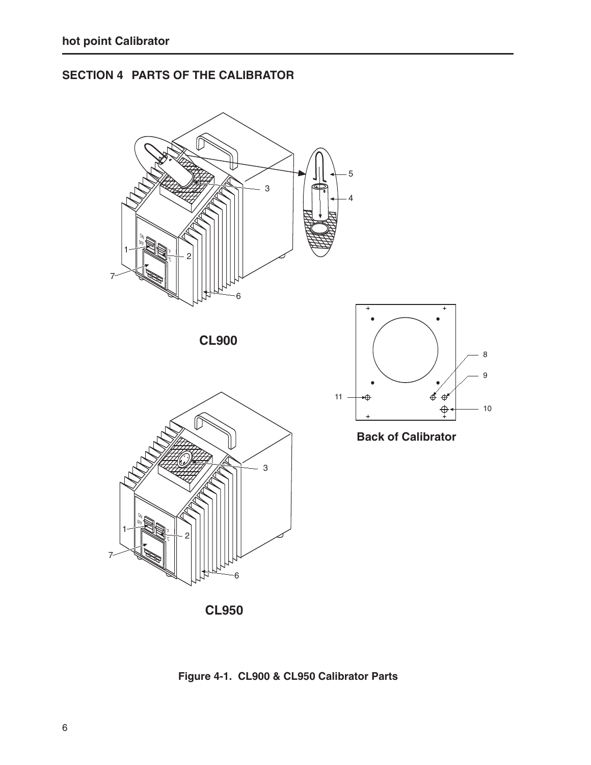## SECTION 4 PARTS OF THE CALIBRATOR

CL900

Back of Calibrator

CL950

**Figure 4-1. CL900 & CL950 Calibrator Parts**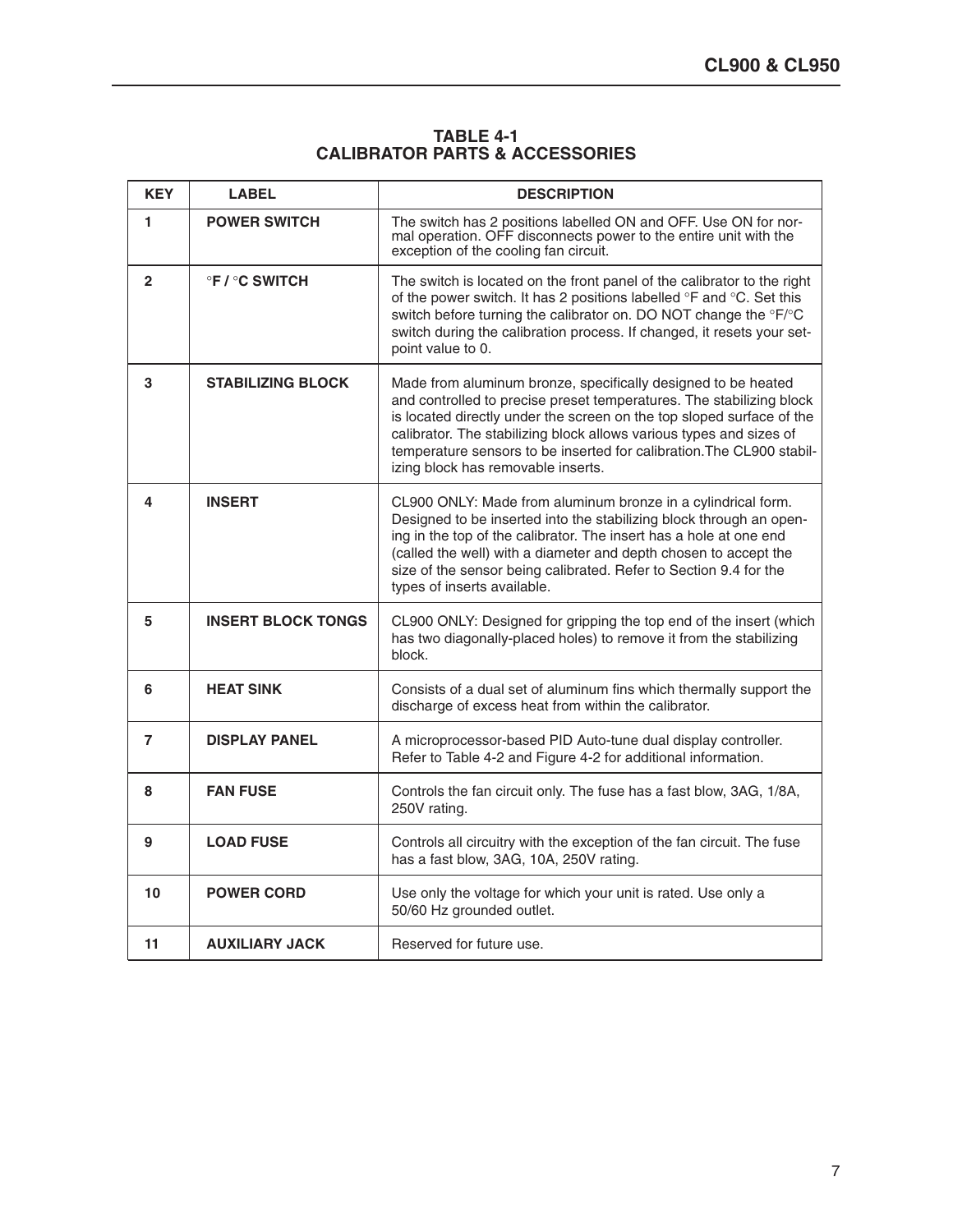## TABLE 4-1
## CALIBRATOR PARTS & ACCESSORIES

| KEY | LABEL | DESCRIPTION |
|---|---|---|
| 1 | **POWER SWITCH** | The switch has 2 positions labelled ON and OFF. Use ON for normal operation. OFF disconnects power to the entire unit with the exception of the cooling fan circuit. |
| 2 | **°F / °C SWITCH** | The switch is located on the front panel of the calibrator to the right of the power switch. It has 2 positions labelled °F and °C. Set this switch before turning the calibrator on. DO NOT change the °F/°C switch during the calibration process. If changed, it resets your setpoint value to 0. |
| 3 | **STABILIZING BLOCK** | Made from aluminum bronze, specifically designed to be heated and controlled to precise preset temperatures. The stabilizing block is located directly under the screen on the top sloped surface of the calibrator. The stabilizing block allows various types and sizes of temperature sensors to be inserted for calibration.The CL900 stabilizing block has removable inserts. |
| 4 | **INSERT** | CL900 ONLY: Made from aluminum bronze in a cylindrical form. Designed to be inserted into the stabilizing block through an opening in the top of the calibrator. The insert has a hole at one end (called the well) with a diameter and depth chosen to accept the size of the sensor being calibrated. Refer to Section 9.4 for the types of inserts available. |
| 5 | **INSERT BLOCK TONGS** | CL900 ONLY: Designed for gripping the top end of the insert (which has two diagonally-placed holes) to remove it from the stabilizing block. |
| 6 | **HEAT SINK** | Consists of a dual set of aluminum fins which thermally support the discharge of excess heat from within the calibrator. |
| 7 | **DISPLAY PANEL** | A microprocessor-based PID Auto-tune dual display controller. Refer to Table 4-2 and Figure 4-2 for additional information. |
| 8 | **FAN FUSE** | Controls the fan circuit only. The fuse has a fast blow, 3AG, 1/8A, 250V rating. |
| 9 | **LOAD FUSE** | Controls all circuitry with the exception of the fan circuit. The fuse has a fast blow, 3AG, 10A, 250V rating. |
| 10 | **POWER CORD** | Use only the voltage for which your unit is rated. Use only a 50/60 Hz grounded outlet. |
| 11 | **AUXILIARY JACK** | Reserved for future use. |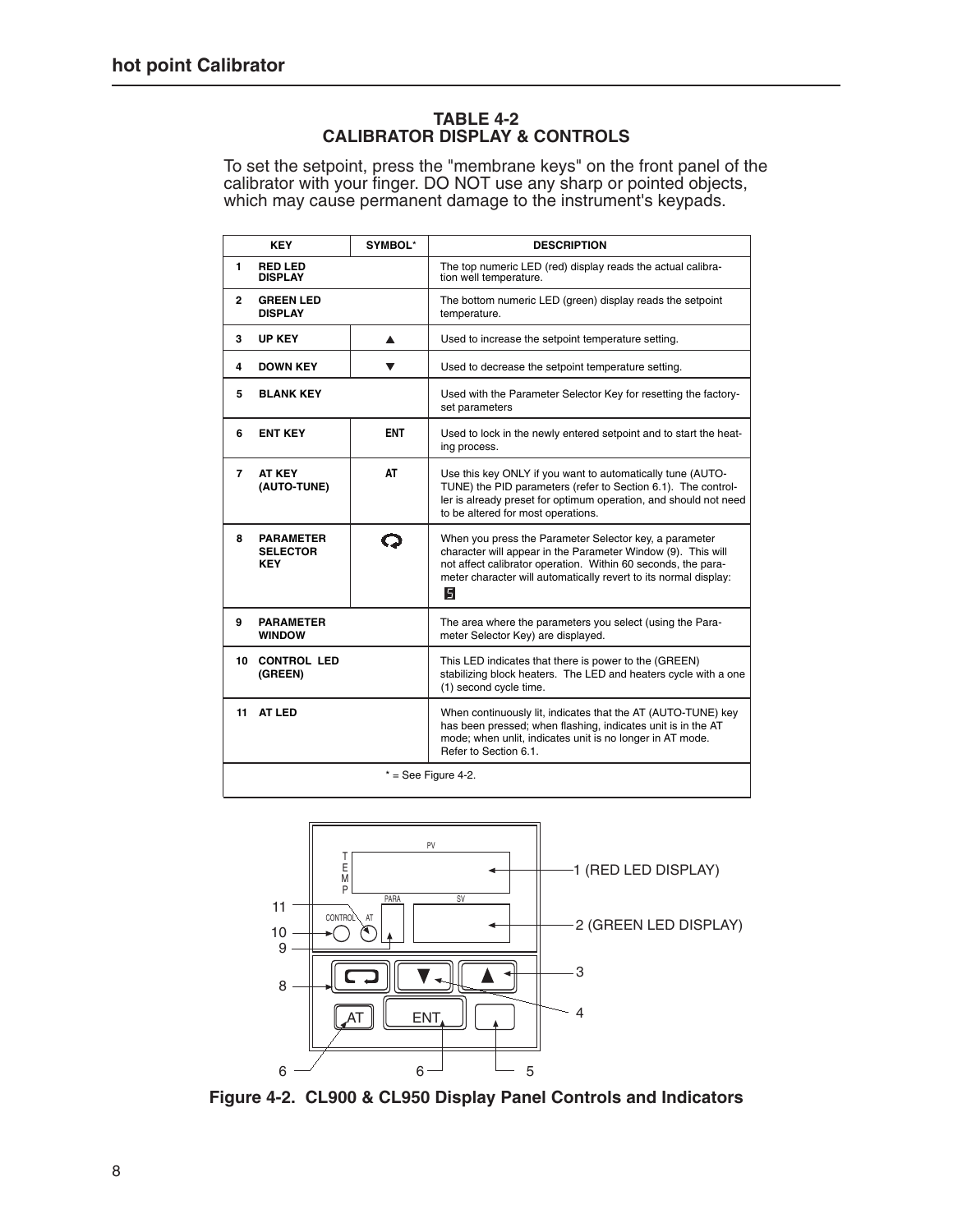## TABLE 4-2
## CALIBRATOR DISPLAY & CONTROLS

To set the setpoint, press the "membrane keys" on the front panel of the calibrator with your finger. DO NOT use any sharp or pointed objects, which may cause permanent damage to the instrument's keypads.

| KEY | SYMBOL* | DESCRIPTION |
|---|---|---|
| 1 RED LED DISPLAY | | The top numeric LED (red) display reads the actual calibration well temperature. |
| 2 GREEN LED DISPLAY | | The bottom numeric LED (green) display reads the setpoint temperature. |
| 3 UP KEY | ▲ | Used to increase the setpoint temperature setting. |
| 4 DOWN KEY | ▼ | Used to decrease the setpoint temperature setting. |
| 5 BLANK KEY | | Used with the Parameter Selector Key for resetting the factory-set parameters |
| 6 ENT KEY | ENT | Used to lock in the newly entered setpoint and to start the heating process. |
| 7 AT KEY (AUTO-TUNE) | AT | Use this key ONLY if you want to automatically tune (AUTO-TUNE) the PID parameters (refer to Section 6.1). The controller is already preset for optimum operation, and should not need to be altered for most operations. |
| 8 PARAMETER SELECTOR KEY | | When you press the Parameter Selector key, a parameter character will appear in the Parameter Window (9). This will not affect calibrator operation. Within 60 seconds, the parameter character will automatically revert to its normal display: 5 |
| 9 PARAMETER WINDOW | | The area where the parameters you select (using the Parameter Selector Key) are displayed. |
| 10 CONTROL LED (GREEN) | | This LED indicates that there is power to the (GREEN) stabilizing block heaters. The LED and heaters cycle with a one (1) second cycle time. |
| 11 AT LED | | When continuously lit, indicates that the AT (AUTO-TUNE) key has been pressed; when flashing, indicates unit is in the AT mode; when unlit, indicates unit is no longer in AT mode. Refer to Section 6.1. |

\* = See Figure 4-2.

Figure 4-2. CL900 & CL950 Display Panel Controls and Indicators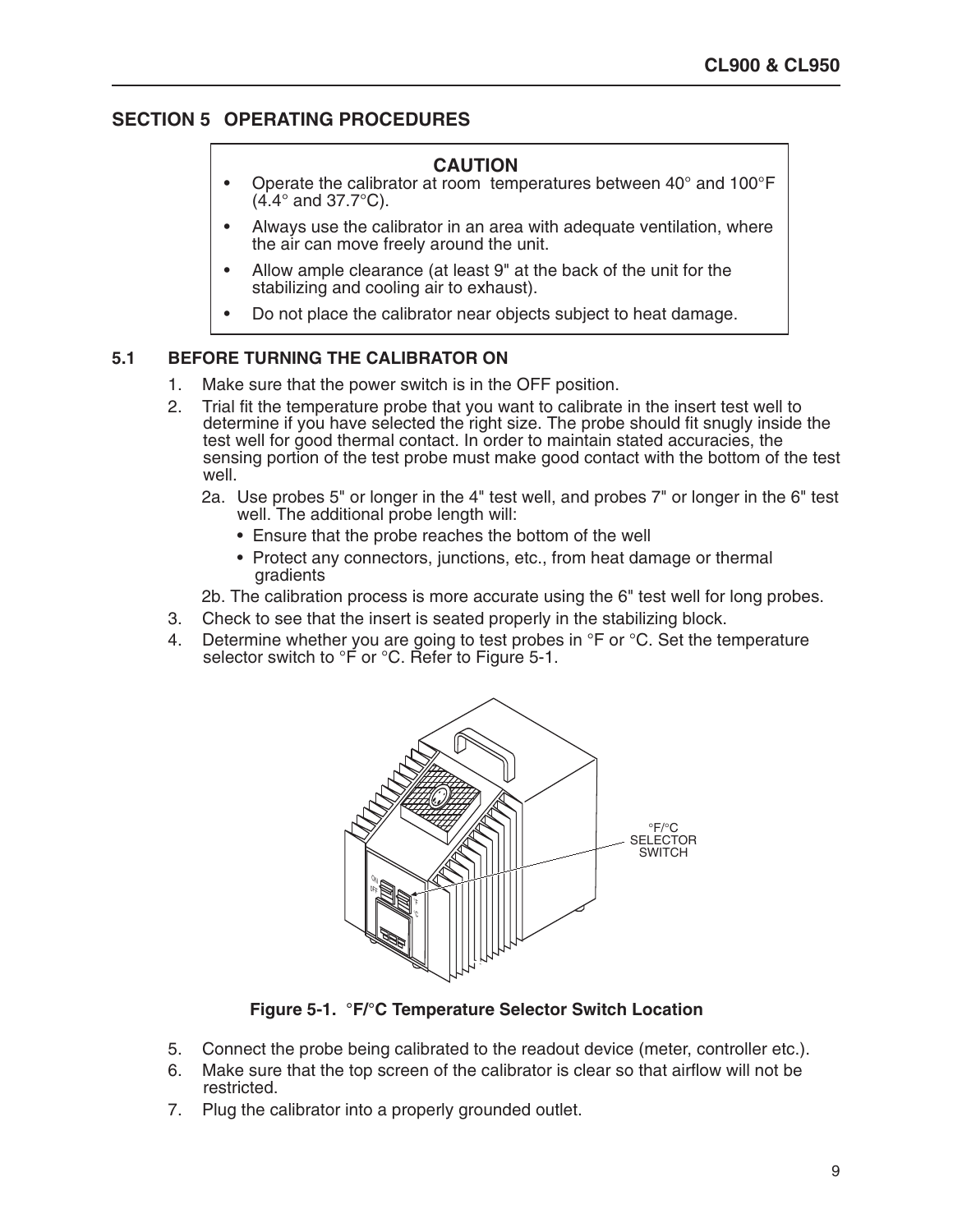## SECTION 5 OPERATING PROCEDURES

**CAUTION**

- Operate the calibrator at room temperatures between 40° and 100°F (4.4° and 37.7°C).
- Always use the calibrator in an area with adequate ventilation, where the air can move freely around the unit.
- Allow ample clearance (at least 9" at the back of the unit for the stabilizing and cooling air to exhaust).
- Do not place the calibrator near objects subject to heat damage.

### 5.1 BEFORE TURNING THE CALIBRATOR ON

1. Make sure that the power switch is in the OFF position.
2. Trial fit the temperature probe that you want to calibrate in the insert test well to determine if you have selected the right size. The probe should fit snugly inside the test well for good thermal contact. In order to maintain stated accuracies, the sensing portion of the test probe must make good contact with the bottom of the test well.

   2a. Use probes 5" or longer in the 4" test well, and probes 7" or longer in the 6" test well. The additional probe length will:

   - Ensure that the probe reaches the bottom of the well
   - Protect any connectors, junctions, etc., from heat damage or thermal gradients

   2b. The calibration process is more accurate using the 6" test well for long probes.
3. Check to see that the insert is seated properly in the stabilizing block.
4. Determine whether you are going to test probes in °F or °C. Set the temperature selector switch to °F or °C. Refer to Figure 5-1.

ON
OFF
F
C
°F/°C
SELECTOR
SWITCH

**Figure 5-1. °F/°C Temperature Selector Switch Location**

5. Connect the probe being calibrated to the readout device (meter, controller etc.).
6. Make sure that the top screen of the calibrator is clear so that airflow will not be restricted.
7. Plug the calibrator into a properly grounded outlet.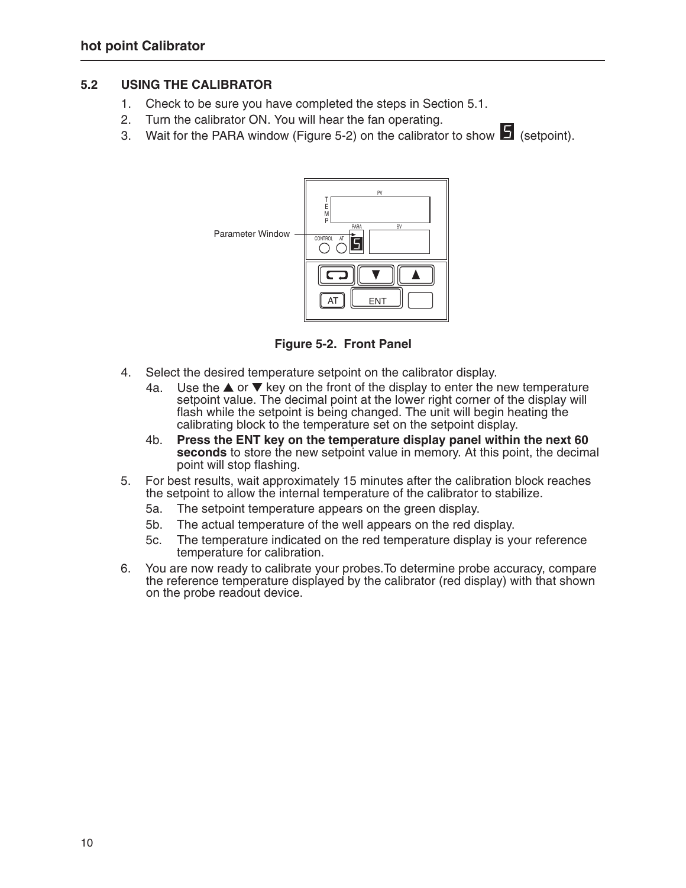## 5.2 USING THE CALIBRATOR

1. Check to be sure you have completed the steps in Section 5.1.
2. Turn the calibrator ON. You will hear the fan operating.
3. Wait for the PARA window (Figure 5-2) on the calibrator to show **5** (setpoint).

Parameter Window

PV

TEMP

PARA

SV

CONTROL AT

5

AT

ENT

**Figure 5-2. Front Panel**

4. Select the desired temperature setpoint on the calibrator display.
   - 4a. Use the ▲ or ▼ key on the front of the display to enter the new temperature setpoint value. The decimal point at the lower right corner of the display will flash while the setpoint is being changed. The unit will begin heating the calibrating block to the temperature set on the setpoint display.
   - 4b. **Press the ENT key on the temperature display panel within the next 60 seconds** to store the new setpoint value in memory. At this point, the decimal point will stop flashing.
5. For best results, wait approximately 15 minutes after the calibration block reaches the setpoint to allow the internal temperature of the calibrator to stabilize.
   - 5a. The setpoint temperature appears on the green display.
   - 5b. The actual temperature of the well appears on the red display.
   - 5c. The temperature indicated on the red temperature display is your reference temperature for calibration.
6. You are now ready to calibrate your probes.To determine probe accuracy, compare the reference temperature displayed by the calibrator (red display) with that shown on the probe readout device.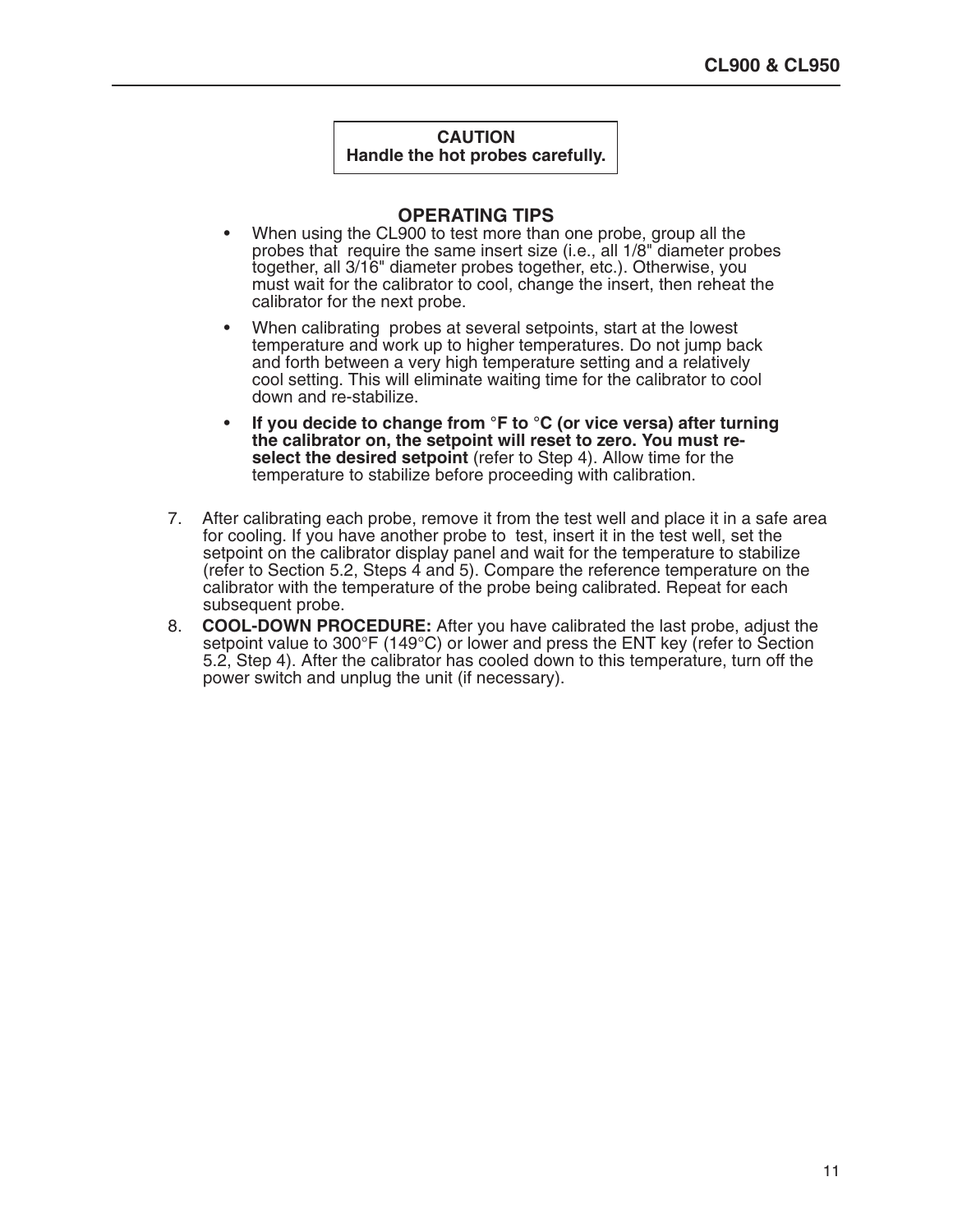**CAUTION**
**Handle the hot probes carefully.**

## OPERATING TIPS

- When using the CL900 to test more than one probe, group all the probes that require the same insert size (i.e., all 1/8" diameter probes together, all 3/16" diameter probes together, etc.). Otherwise, you must wait for the calibrator to cool, change the insert, then reheat the calibrator for the next probe.
- When calibrating probes at several setpoints, start at the lowest temperature and work up to higher temperatures. Do not jump back and forth between a very high temperature setting and a relatively cool setting. This will eliminate waiting time for the calibrator to cool down and re-stabilize.
- **If you decide to change from °F to °C (or vice versa) after turning the calibrator on, the setpoint will reset to zero. You must re-select the desired setpoint** (refer to Step 4). Allow time for the temperature to stabilize before proceeding with calibration.

7. After calibrating each probe, remove it from the test well and place it in a safe area for cooling. If you have another probe to test, insert it in the test well, set the setpoint on the calibrator display panel and wait for the temperature to stabilize (refer to Section 5.2, Steps 4 and 5). Compare the reference temperature on the calibrator with the temperature of the probe being calibrated. Repeat for each subsequent probe.
8. **COOL-DOWN PROCEDURE:** After you have calibrated the last probe, adjust the setpoint value to 300°F (149°C) or lower and press the ENT key (refer to Section 5.2, Step 4). After the calibrator has cooled down to this temperature, turn off the power switch and unplug the unit (if necessary).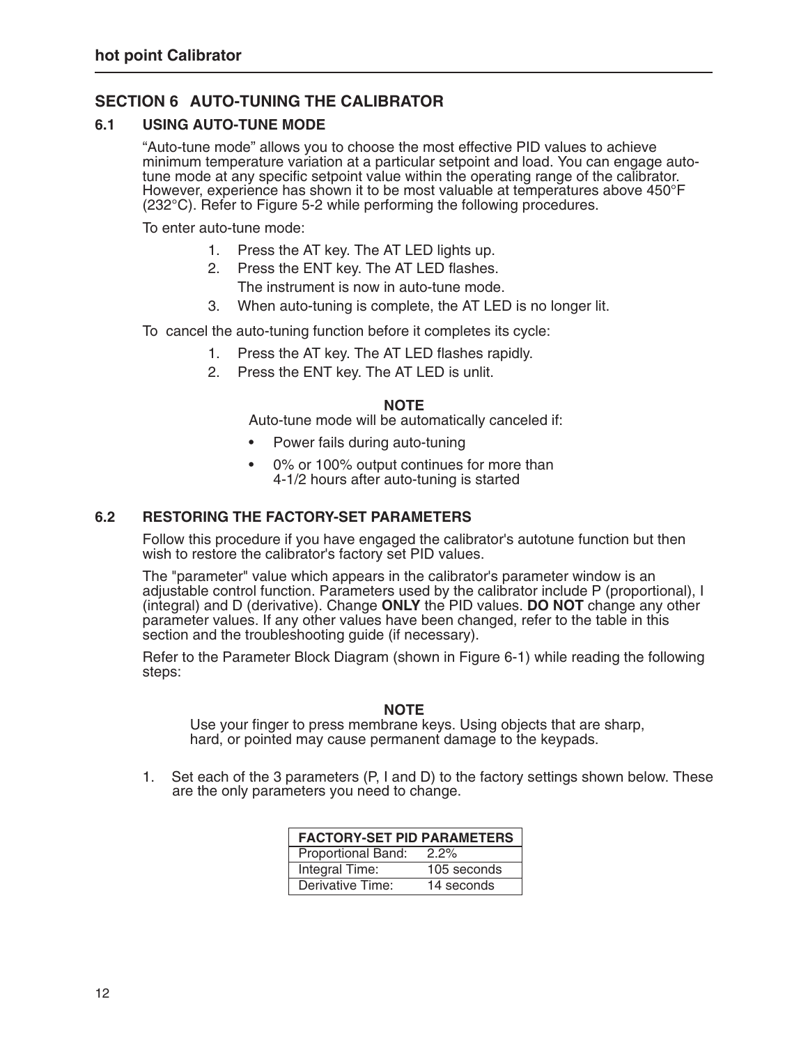## SECTION 6 AUTO-TUNING THE CALIBRATOR

### 6.1 USING AUTO-TUNE MODE

"Auto-tune mode" allows you to choose the most effective PID values to achieve minimum temperature variation at a particular setpoint and load. You can engage auto-tune mode at any specific setpoint value within the operating range of the calibrator. However, experience has shown it to be most valuable at temperatures above 450°F (232°C). Refer to Figure 5-2 while performing the following procedures.

To enter auto-tune mode:

1. Press the AT key. The AT LED lights up.
2. Press the ENT key. The AT LED flashes.
   The instrument is now in auto-tune mode.
3. When auto-tuning is complete, the AT LED is no longer lit.

To cancel the auto-tuning function before it completes its cycle:

1. Press the AT key. The AT LED flashes rapidly.
2. Press the ENT key. The AT LED is unlit.

**NOTE**

Auto-tune mode will be automatically canceled if:

- Power fails during auto-tuning
- 0% or 100% output continues for more than 4-1/2 hours after auto-tuning is started

### 6.2 RESTORING THE FACTORY-SET PARAMETERS

Follow this procedure if you have engaged the calibrator's autotune function but then wish to restore the calibrator's factory set PID values.

The "parameter" value which appears in the calibrator's parameter window is an adjustable control function. Parameters used by the calibrator include P (proportional), I (integral) and D (derivative). Change **ONLY** the PID values. **DO NOT** change any other parameter values. If any other values have been changed, refer to the table in this section and the troubleshooting guide (if necessary).

Refer to the Parameter Block Diagram (shown in Figure 6-1) while reading the following steps:

**NOTE**

Use your finger to press membrane keys. Using objects that are sharp, hard, or pointed may cause permanent damage to the keypads.

1. Set each of the 3 parameters (P, I and D) to the factory settings shown below. These are the only parameters you need to change.

| FACTORY-SET PID PARAMETERS | |
|---|---|
| Proportional Band: | 2.2% |
| Integral Time: | 105 seconds |
| Derivative Time: | 14 seconds |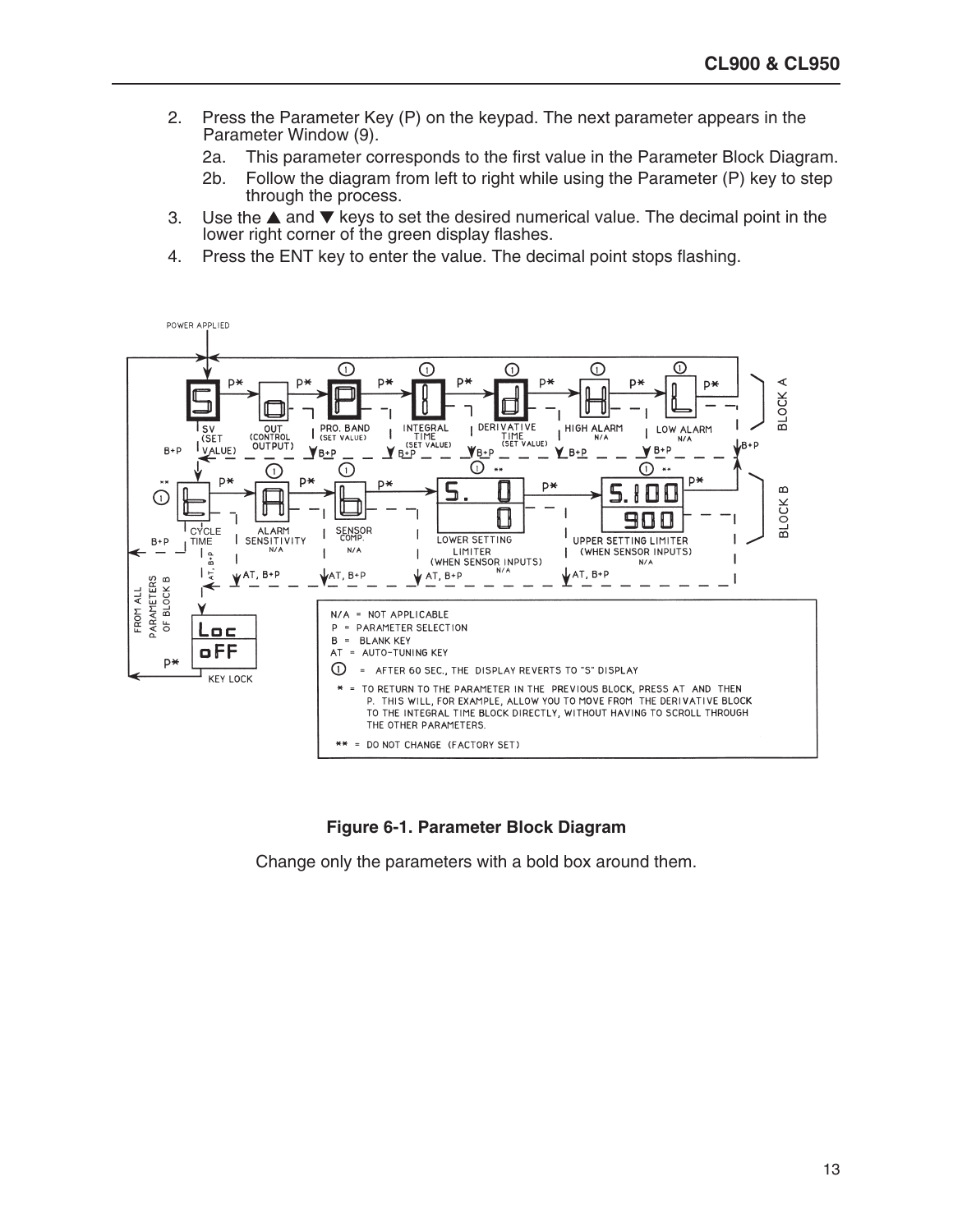2. Press the Parameter Key (P) on the keypad. The next parameter appears in the Parameter Window (9).
   - 2a. This parameter corresponds to the first value in the Parameter Block Diagram.
   - 2b. Follow the diagram from left to right while using the Parameter (P) key to step through the process.
3. Use the ▲ and ▼ keys to set the desired numerical value. The decimal point in the lower right corner of the green display flashes.
4. Press the ENT key to enter the value. The decimal point stops flashing.

POWER APPLIED

BLOCK A

S — SV (SET VALUE)
o — OUT (CONTROL OUTPUT)
P — PRO. BAND (SET VALUE)
I — INTEGRAL TIME (SET VALUE)
d — DERIVATIVE TIME (SET VALUE)
H — HIGH ALARM N/A
L — LOW ALARM N/A

BLOCK B

t — CYCLE TIME
A — ALARM SENSITIVITY N/A
b — SENSOR COMP. N/A
S. 0 / 0 — LOWER SETTING LIMITER (WHEN SENSOR INPUTS) N/A
S.100 / 900 — UPPER SETTING LIMITER (WHEN SENSOR INPUTS) N/A

Loc / oFF — KEY LOCK

FROM ALL PARAMETERS OF BLOCK B

P*, B+P, AT, B+P

N/A = NOT APPLICABLE
P = PARAMETER SELECTION
B = BLANK KEY
AT = AUTO-TUNING KEY
① = AFTER 60 SEC., THE DISPLAY REVERTS TO "S" DISPLAY
* = TO RETURN TO THE PARAMETER IN THE PREVIOUS BLOCK, PRESS AT AND THEN P. THIS WILL, FOR EXAMPLE, ALLOW YOU TO MOVE FROM THE DERIVATIVE BLOCK TO THE INTEGRAL TIME BLOCK DIRECTLY, WITHOUT HAVING TO SCROLL THROUGH THE OTHER PARAMETERS.
** = DO NOT CHANGE (FACTORY SET)

**Figure 6-1. Parameter Block Diagram**

Change only the parameters with a bold box around them.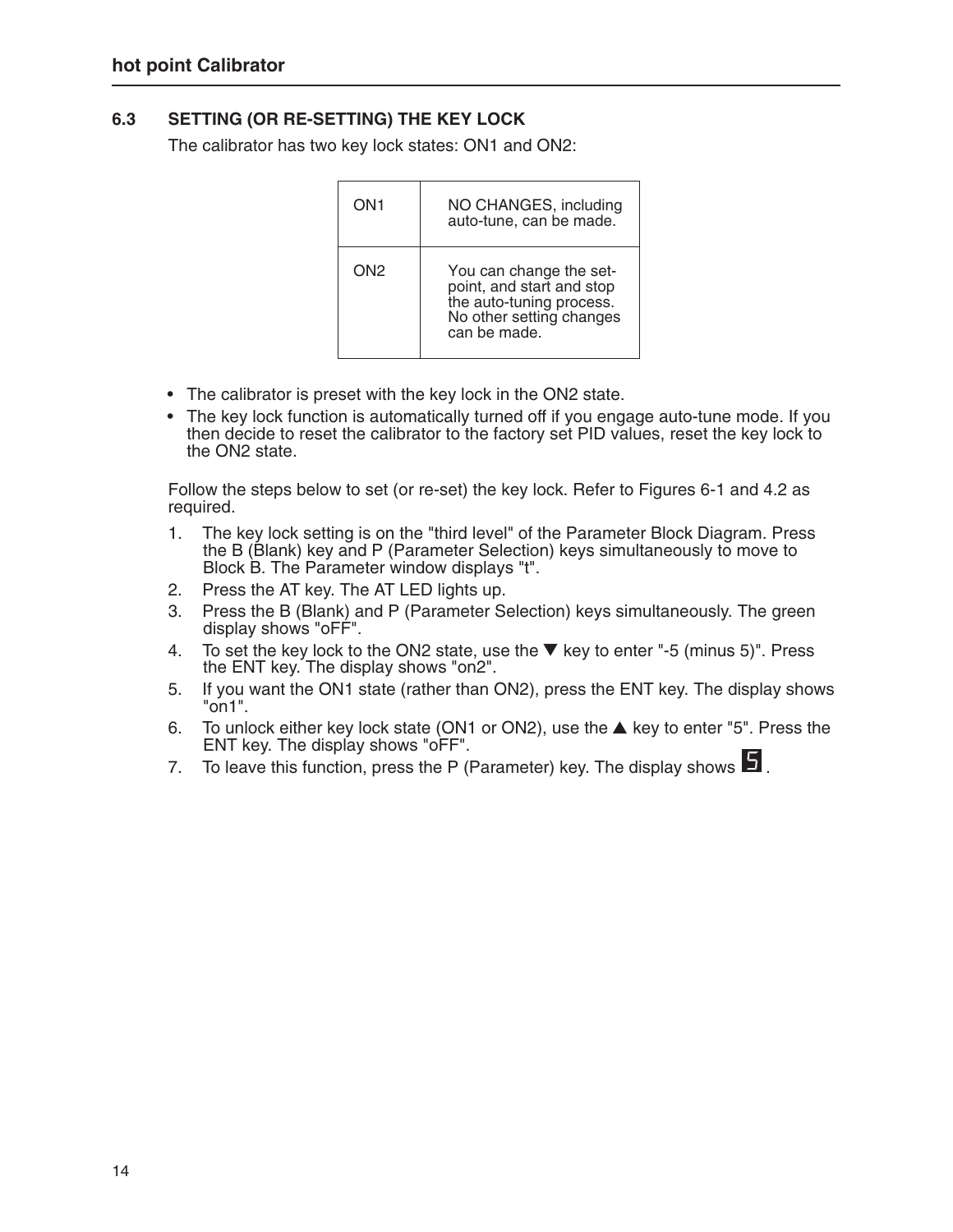### 6.3 SETTING (OR RE-SETTING) THE KEY LOCK

The calibrator has two key lock states: ON1 and ON2:

| | |
|---|---|
| ON1 | NO CHANGES, including auto-tune, can be made. |
| ON2 | You can change the set-point, and start and stop the auto-tuning process. No other setting changes can be made. |

- The calibrator is preset with the key lock in the ON2 state.
- The key lock function is automatically turned off if you engage auto-tune mode. If you then decide to reset the calibrator to the factory set PID values, reset the key lock to the ON2 state.

Follow the steps below to set (or re-set) the key lock. Refer to Figures 6-1 and 4.2 as required.

1. The key lock setting is on the "third level" of the Parameter Block Diagram. Press the B (Blank) key and P (Parameter Selection) keys simultaneously to move to Block B. The Parameter window displays "t".
2. Press the AT key. The AT LED lights up.
3. Press the B (Blank) and P (Parameter Selection) keys simultaneously. The green display shows "oFF".
4. To set the key lock to the ON2 state, use the ▼ key to enter "-5 (minus 5)". Press the ENT key. The display shows "on2".
5. If you want the ON1 state (rather than ON2), press the ENT key. The display shows "on1".
6. To unlock either key lock state (ON1 or ON2), use the ▲ key to enter "5". Press the ENT key. The display shows "oFF".
7. To leave this function, press the P (Parameter) key. The display shows 5.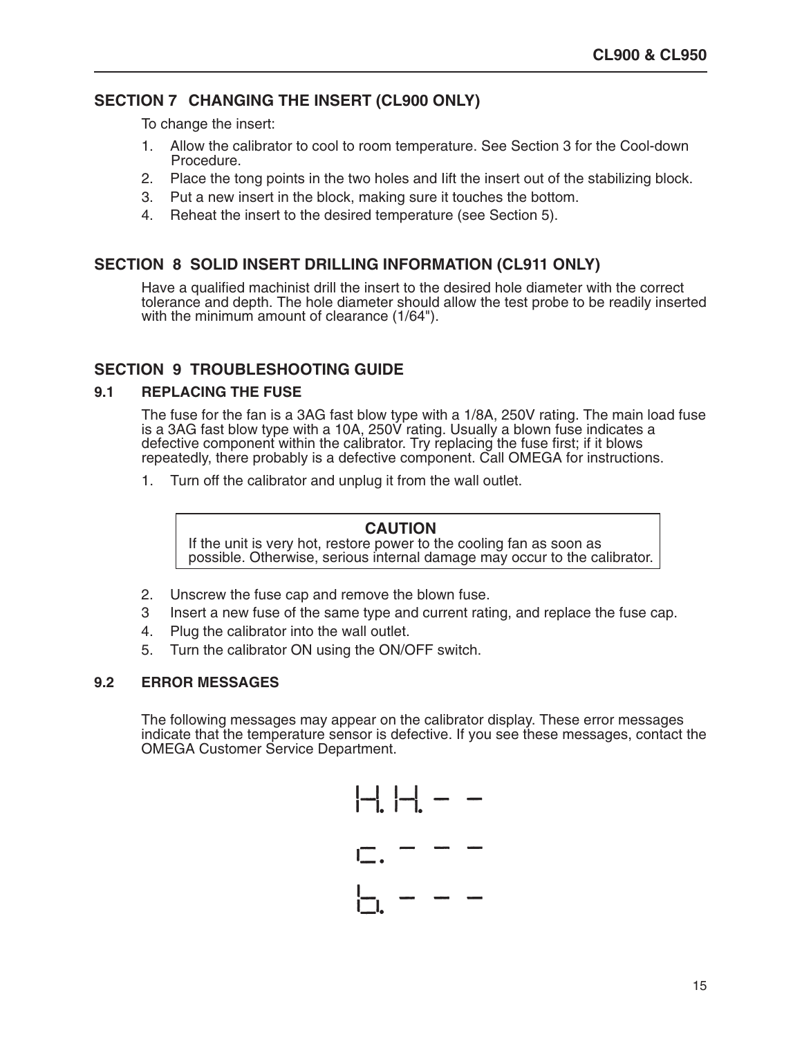## SECTION 7 CHANGING THE INSERT (CL900 ONLY)

To change the insert:

1. Allow the calibrator to cool to room temperature. See Section 3 for the Cool-down Procedure.
2. Place the tong points in the two holes and lift the insert out of the stabilizing block.
3. Put a new insert in the block, making sure it touches the bottom.
4. Reheat the insert to the desired temperature (see Section 5).

## SECTION 8 SOLID INSERT DRILLING INFORMATION (CL911 ONLY)

Have a qualified machinist drill the insert to the desired hole diameter with the correct tolerance and depth. The hole diameter should allow the test probe to be readily inserted with the minimum amount of clearance (1/64").

## SECTION 9 TROUBLESHOOTING GUIDE

### 9.1 REPLACING THE FUSE

The fuse for the fan is a 3AG fast blow type with a 1/8A, 250V rating. The main load fuse is a 3AG fast blow type with a 10A, 250V rating. Usually a blown fuse indicates a defective component within the calibrator. Try replacing the fuse first; if it blows repeatedly, there probably is a defective component. Call OMEGA for instructions.

1. Turn off the calibrator and unplug it from the wall outlet.

> **CAUTION**
> If the unit is very hot, restore power to the cooling fan as soon as possible. Otherwise, serious internal damage may occur to the calibrator.

2. Unscrew the fuse cap and remove the blown fuse.
3. Insert a new fuse of the same type and current rating, and replace the fuse cap.
4. Plug the calibrator into the wall outlet.
5. Turn the calibrator ON using the ON/OFF switch.

### 9.2 ERROR MESSAGES

The following messages may appear on the calibrator display. These error messages indicate that the temperature sensor is defective. If you see these messages, contact the OMEGA Customer Service Department.

H.H. - -

c. - - -

b. - - -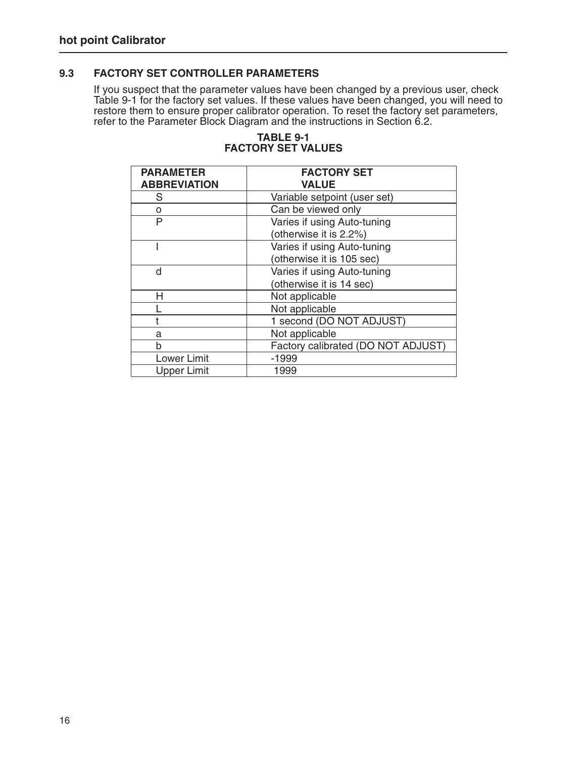## 9.3 FACTORY SET CONTROLLER PARAMETERS

If you suspect that the parameter values have been changed by a previous user, check Table 9-1 for the factory set values. If these values have been changed, you will need to restore them to ensure proper calibrator operation. To reset the factory set parameters, refer to the Parameter Block Diagram and the instructions in Section 6.2.

**TABLE 9-1**
**FACTORY SET VALUES**

| PARAMETER ABBREVIATION | FACTORY SET VALUE |
|---|---|
| S | Variable setpoint (user set) |
| o | Can be viewed only |
| P | Varies if using Auto-tuning (otherwise it is 2.2%) |
| I | Varies if using Auto-tuning (otherwise it is 105 sec) |
| d | Varies if using Auto-tuning (otherwise it is 14 sec) |
| H | Not applicable |
| L | Not applicable |
| t | 1 second (DO NOT ADJUST) |
| a | Not applicable |
| b | Factory calibrated (DO NOT ADJUST) |
| Lower Limit | -1999 |
| Upper Limit | 1999 |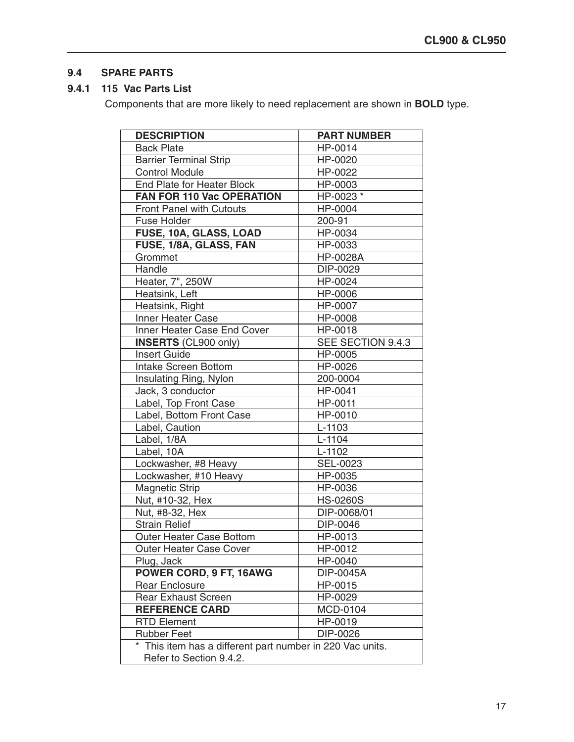## 9.4 SPARE PARTS

### 9.4.1 115 Vac Parts List

Components that are more likely to need replacement are shown in **BOLD** type.

| DESCRIPTION | PART NUMBER |
|---|---|
| Back Plate | HP-0014 |
| Barrier Terminal Strip | HP-0020 |
| Control Module | HP-0022 |
| End Plate for Heater Block | HP-0003 |
| **FAN FOR 110 Vac OPERATION** | HP-0023 * |
| Front Panel with Cutouts | HP-0004 |
| Fuse Holder | 200-91 |
| **FUSE, 10A, GLASS, LOAD** | HP-0034 |
| **FUSE, 1/8A, GLASS, FAN** | HP-0033 |
| Grommet | HP-0028A |
| Handle | DIP-0029 |
| Heater, 7", 250W | HP-0024 |
| Heatsink, Left | HP-0006 |
| Heatsink, Right | HP-0007 |
| Inner Heater Case | HP-0008 |
| Inner Heater Case End Cover | HP-0018 |
| **INSERTS** (CL900 only) | SEE SECTION 9.4.3 |
| Insert Guide | HP-0005 |
| Intake Screen Bottom | HP-0026 |
| Insulating Ring, Nylon | 200-0004 |
| Jack, 3 conductor | HP-0041 |
| Label, Top Front Case | HP-0011 |
| Label, Bottom Front Case | HP-0010 |
| Label, Caution | L-1103 |
| Label, 1/8A | L-1104 |
| Label, 10A | L-1102 |
| Lockwasher, #8 Heavy | SEL-0023 |
| Lockwasher, #10 Heavy | HP-0035 |
| Magnetic Strip | HP-0036 |
| Nut, #10-32, Hex | HS-0260S |
| Nut, #8-32, Hex | DIP-0068/01 |
| Strain Relief | DIP-0046 |
| Outer Heater Case Bottom | HP-0013 |
| Outer Heater Case Cover | HP-0012 |
| Plug, Jack | HP-0040 |
| **POWER CORD, 9 FT, 16AWG** | DIP-0045A |
| Rear Enclosure | HP-0015 |
| Rear Exhaust Screen | HP-0029 |
| **REFERENCE CARD** | MCD-0104 |
| RTD Element | HP-0019 |
| Rubber Feet | DIP-0026 |
| * This item has a different part number in 220 Vac units. Refer to Section 9.4.2. | |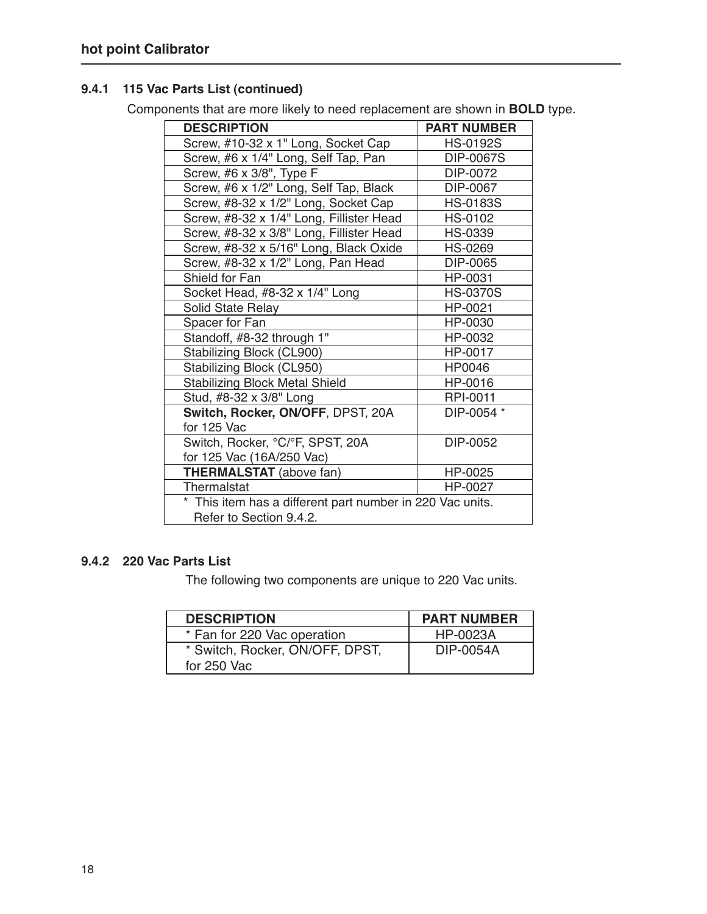### 9.4.1 115 Vac Parts List (continued)

Components that are more likely to need replacement are shown in **BOLD** type.

| DESCRIPTION | PART NUMBER |
| --- | --- |
| Screw, #10-32 x 1" Long, Socket Cap | HS-0192S |
| Screw, #6 x 1/4" Long, Self Tap, Pan | DIP-0067S |
| Screw, #6 x 3/8", Type F | DIP-0072 |
| Screw, #6 x 1/2" Long, Self Tap, Black | DIP-0067 |
| Screw, #8-32 x 1/2" Long, Socket Cap | HS-0183S |
| Screw, #8-32 x 1/4" Long, Fillister Head | HS-0102 |
| Screw, #8-32 x 3/8" Long, Fillister Head | HS-0339 |
| Screw, #8-32 x 5/16" Long, Black Oxide | HS-0269 |
| Screw, #8-32 x 1/2" Long, Pan Head | DIP-0065 |
| Shield for Fan | HP-0031 |
| Socket Head, #8-32 x 1/4" Long | HS-0370S |
| Solid State Relay | HP-0021 |
| Spacer for Fan | HP-0030 |
| Standoff, #8-32 through 1" | HP-0032 |
| Stabilizing Block (CL900) | HP-0017 |
| Stabilizing Block (CL950) | HP0046 |
| Stabilizing Block Metal Shield | HP-0016 |
| Stud, #8-32 x 3/8" Long | RPI-0011 |
| **Switch, Rocker, ON/OFF**, DPST, 20A for 125 Vac | DIP-0054 * |
| Switch, Rocker, °C/°F, SPST, 20A for 125 Vac (16A/250 Vac) | DIP-0052 |
| **THERMALSTAT** (above fan) | HP-0025 |
| Thermalstat | HP-0027 |
| * This item has a different part number in 220 Vac units. Refer to Section 9.4.2. | |

### 9.4.2 220 Vac Parts List

The following two components are unique to 220 Vac units.

| DESCRIPTION | PART NUMBER |
| --- | --- |
| * Fan for 220 Vac operation | HP-0023A |
| * Switch, Rocker, ON/OFF, DPST, for 250 Vac | DIP-0054A |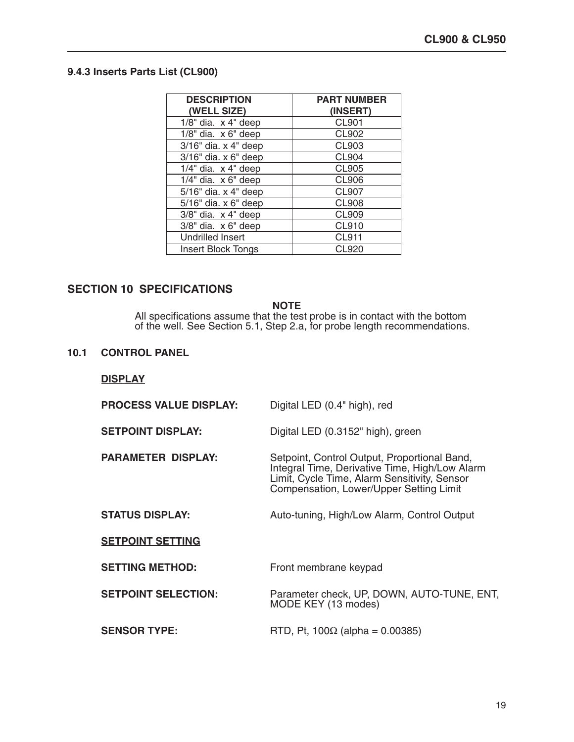### 9.4.3 Inserts Parts List (CL900)

| DESCRIPTION (WELL SIZE) | PART NUMBER (INSERT) |
|---|---|
| 1/8" dia. x 4" deep | CL901 |
| 1/8" dia. x 6" deep | CL902 |
| 3/16" dia. x 4" deep | CL903 |
| 3/16" dia. x 6" deep | CL904 |
| 1/4" dia. x 4" deep | CL905 |
| 1/4" dia. x 6" deep | CL906 |
| 5/16" dia. x 4" deep | CL907 |
| 5/16" dia. x 6" deep | CL908 |
| 3/8" dia. x 4" deep | CL909 |
| 3/8" dia. x 6" deep | CL910 |
| Undrilled Insert | CL911 |
| Insert Block Tongs | CL920 |

## SECTION 10 SPECIFICATIONS

**NOTE**

All specifications assume that the test probe is in contact with the bottom of the well. See Section 5.1, Step 2.a, for probe length recommendations.

### 10.1 CONTROL PANEL

**DISPLAY**

**PROCESS VALUE DISPLAY:** Digital LED (0.4" high), red

**SETPOINT DISPLAY:** Digital LED (0.3152" high), green

**PARAMETER DISPLAY:** Setpoint, Control Output, Proportional Band, Integral Time, Derivative Time, High/Low Alarm Limit, Cycle Time, Alarm Sensitivity, Sensor Compensation, Lower/Upper Setting Limit

**STATUS DISPLAY:** Auto-tuning, High/Low Alarm, Control Output

**SETPOINT SETTING**

**SETTING METHOD:** Front membrane keypad

**SETPOINT SELECTION:** Parameter check, UP, DOWN, AUTO-TUNE, ENT, MODE KEY (13 modes)

**SENSOR TYPE:** RTD, Pt, 100Ω (alpha = 0.00385)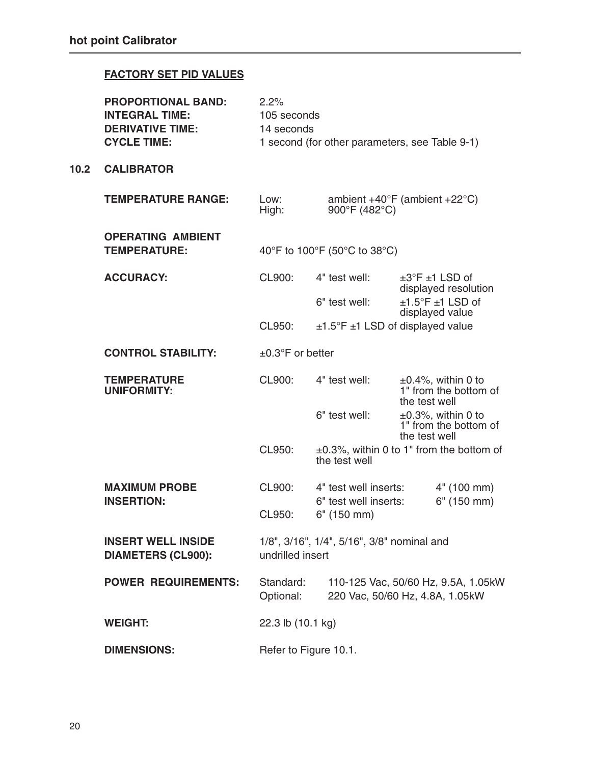**FACTORY SET PID VALUES**

| | |
|---|---|
| **PROPORTIONAL BAND:** | 2.2% |
| **INTEGRAL TIME:** | 105 seconds |
| **DERIVATIVE TIME:** | 14 seconds |
| **CYCLE TIME:** | 1 second (for other parameters, see Table 9-1) |

## 10.2 CALIBRATOR

| | | | |
|---|---|---|---|
| **TEMPERATURE RANGE:** | Low: | ambient +40°F (ambient +22°C) | |
| | High: | 900°F (482°C) | |
| **OPERATING AMBIENT TEMPERATURE:** | 40°F to 100°F (50°C to 38°C) | | |
| **ACCURACY:** | CL900: | 4" test well: | ±3°F ±1 LSD of displayed resolution |
| | | 6" test well: | ±1.5°F ±1 LSD of displayed value |
| | CL950: | ±1.5°F ±1 LSD of displayed value | |
| **CONTROL STABILITY:** | ±0.3°F or better | | |
| **TEMPERATURE UNIFORMITY:** | CL900: | 4" test well: | ±0.4%, within 0 to 1" from the bottom of the test well |
| | | 6" test well: | ±0.3%, within 0 to 1" from the bottom of the test well |
| | CL950: | ±0.3%, within 0 to 1" from the bottom of the test well | |
| **MAXIMUM PROBE INSERTION:** | CL900: | 4" test well inserts: | 4" (100 mm) |
| | | 6" test well inserts: | 6" (150 mm) |
| | CL950: | 6" (150 mm) | |
| **INSERT WELL INSIDE DIAMETERS (CL900):** | 1/8", 3/16", 1/4", 5/16", 3/8" nominal and undrilled insert | | |
| **POWER REQUIREMENTS:** | Standard: | 110-125 Vac, 50/60 Hz, 9.5A, 1.05kW | |
| | Optional: | 220 Vac, 50/60 Hz, 4.8A, 1.05kW | |
| **WEIGHT:** | 22.3 lb (10.1 kg) | | |
| **DIMENSIONS:** | Refer to Figure 10.1. | | |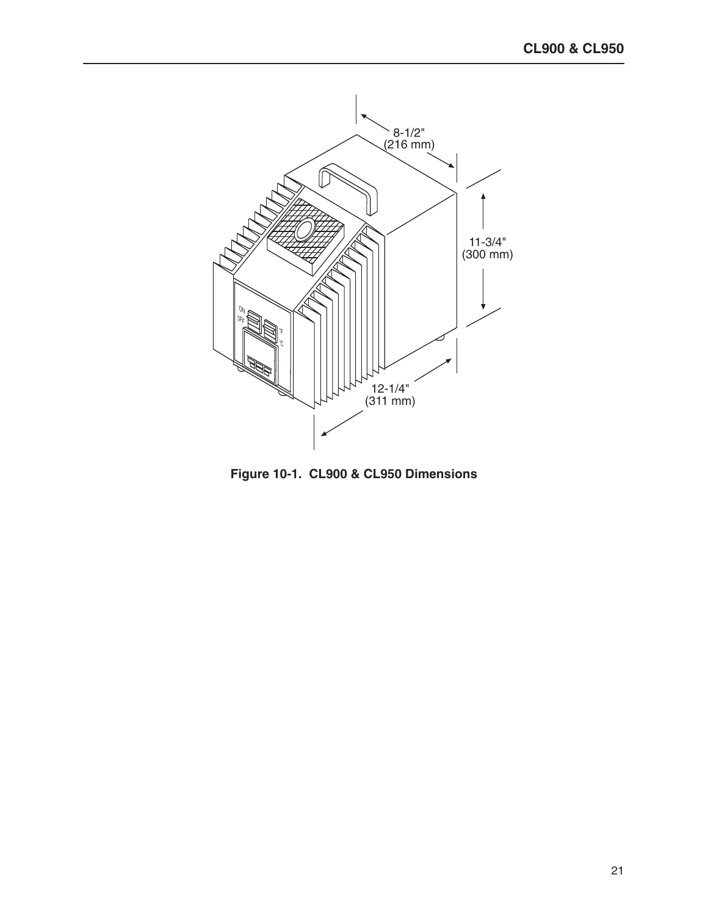8-1/2"
(216 mm)

11-3/4"
(300 mm)

12-1/4"
(311 mm)

ON
OFF
°F
°C

**Figure 10-1. CL900 & CL950 Dimensions**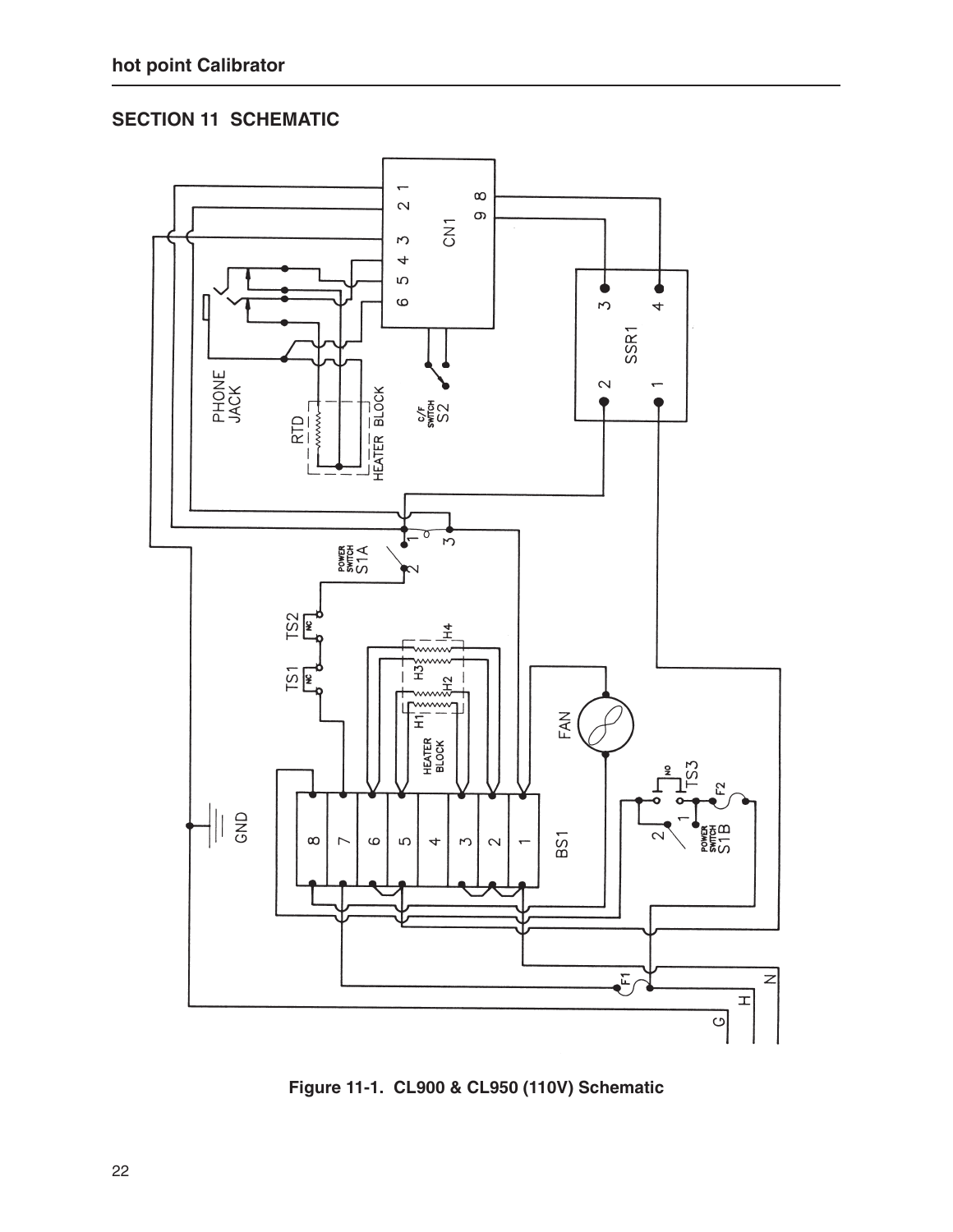## SECTION 11 SCHEMATIC

CN1

1 2 3 4 5 6

8 9

SSR1

3 4

2 1

PHONE JACK

RTD

HEATER BLOCK

C/F SWITCH S2

POWER SWITCH S1A

1 2 3

TS2 NC

TS1 NC

H1 H2 H3 H4

HEATER BLOCK

FAN

NO TS3

F2

POWER SWITCH S1B

1 2

GND

8 7 6 5 4 3 2 1

BS1

F1

G H N

Figure 11-1. CL900 & CL950 (110V) Schematic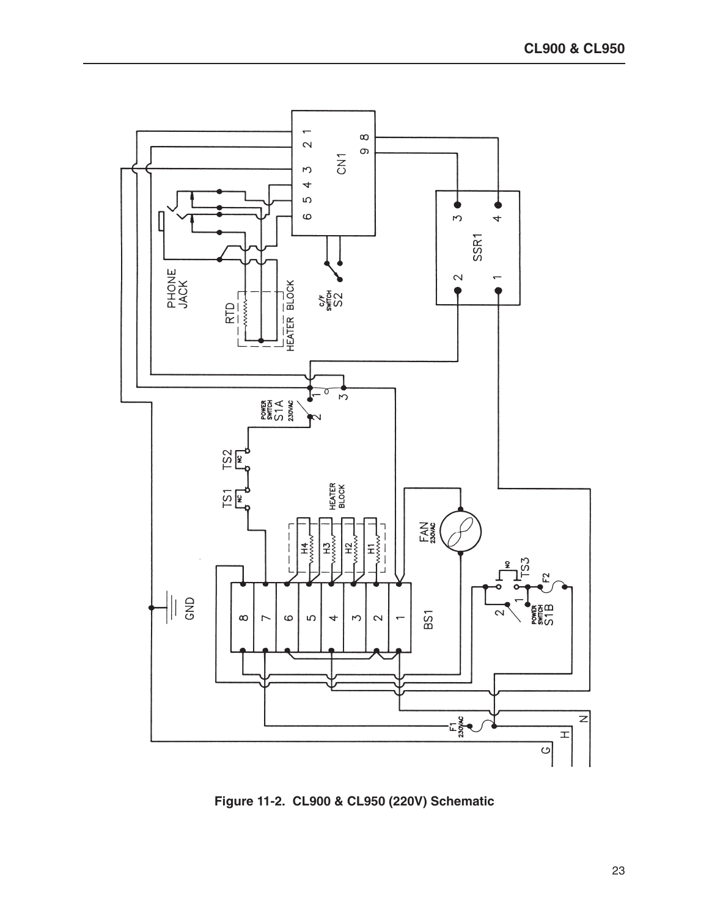Figure 11-2. CL900 & CL950 (220V) Schematic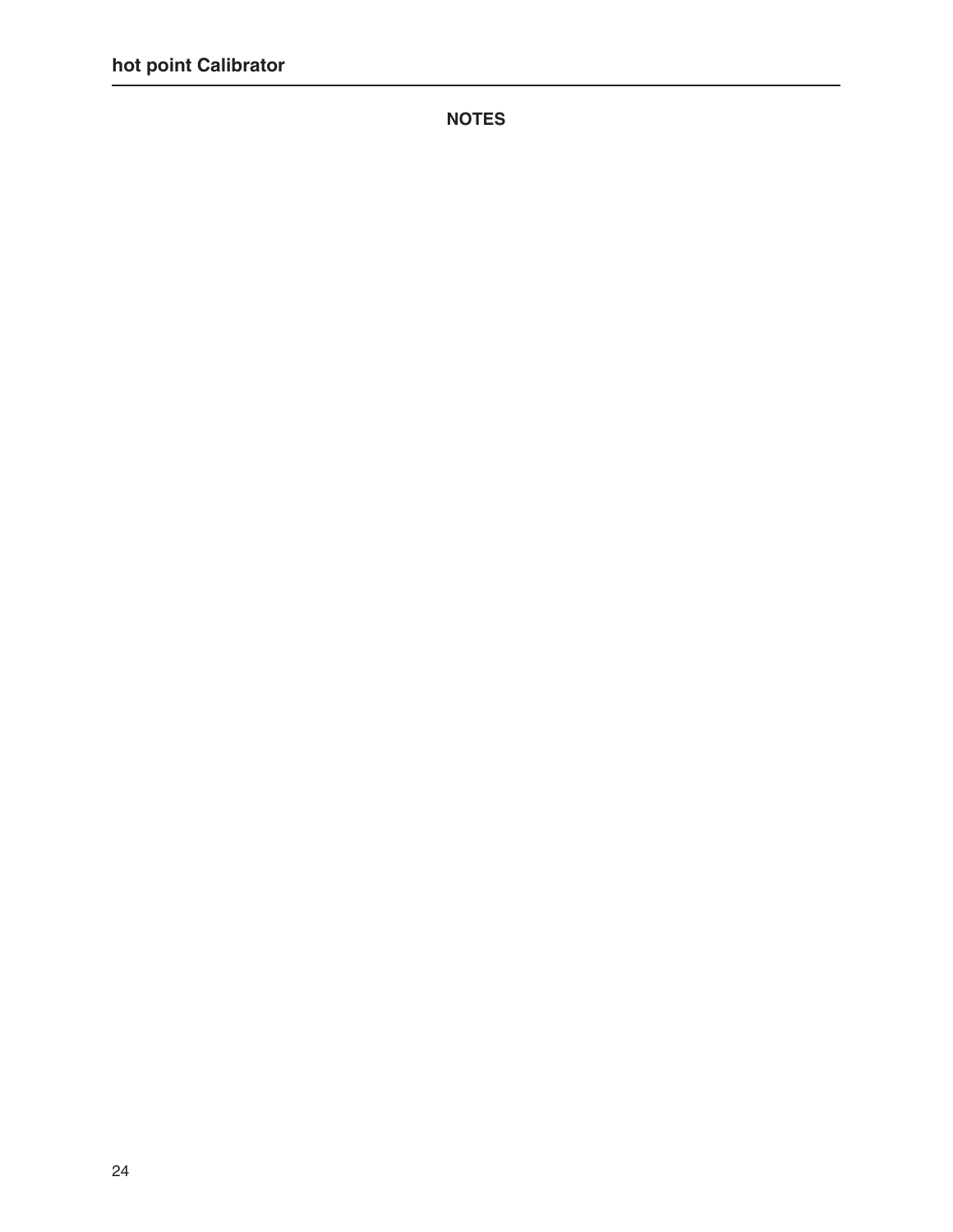**NOTES**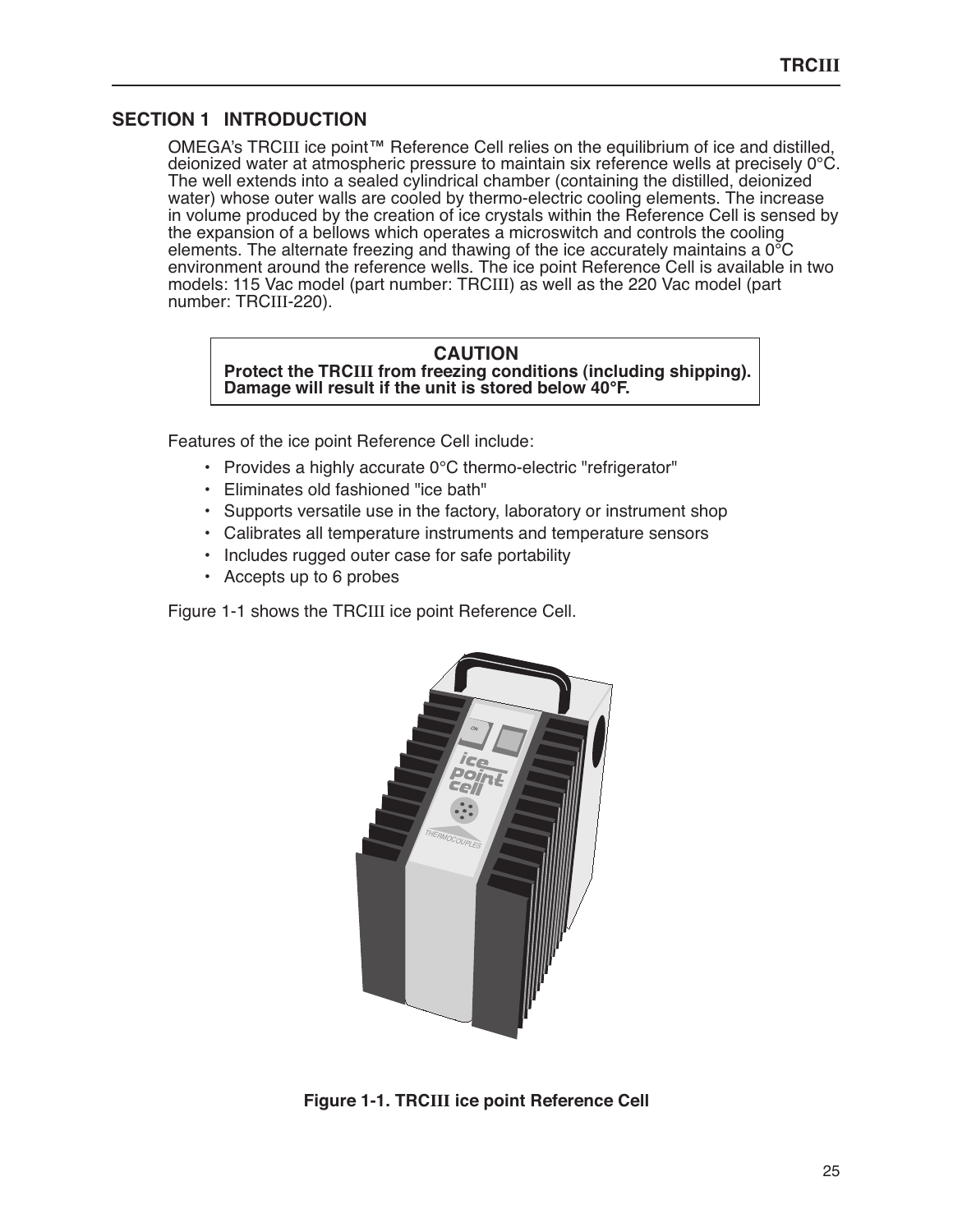## SECTION 1 INTRODUCTION

OMEGA's TRCIII ice point™ Reference Cell relies on the equilibrium of ice and distilled, deionized water at atmospheric pressure to maintain six reference wells at precisely 0°C. The well extends into a sealed cylindrical chamber (containing the distilled, deionized water) whose outer walls are cooled by thermo-electric cooling elements. The increase in volume produced by the creation of ice crystals within the Reference Cell is sensed by the expansion of a bellows which operates a microswitch and controls the cooling elements. The alternate freezing and thawing of the ice accurately maintains a 0°C environment around the reference wells. The ice point Reference Cell is available in two models: 115 Vac model (part number: TRCIII) as well as the 220 Vac model (part number: TRCIII-220).

**CAUTION**
**Protect the TRCIII from freezing conditions (including shipping). Damage will result if the unit is stored below 40°F.**

Features of the ice point Reference Cell include:

- Provides a highly accurate 0°C thermo-electric "refrigerator"
- Eliminates old fashioned "ice bath"
- Supports versatile use in the factory, laboratory or instrument shop
- Calibrates all temperature instruments and temperature sensors
- Includes rugged outer case for safe portability
- Accepts up to 6 probes

Figure 1-1 shows the TRCIII ice point Reference Cell.

**Figure 1-1. TRCIII ice point Reference Cell**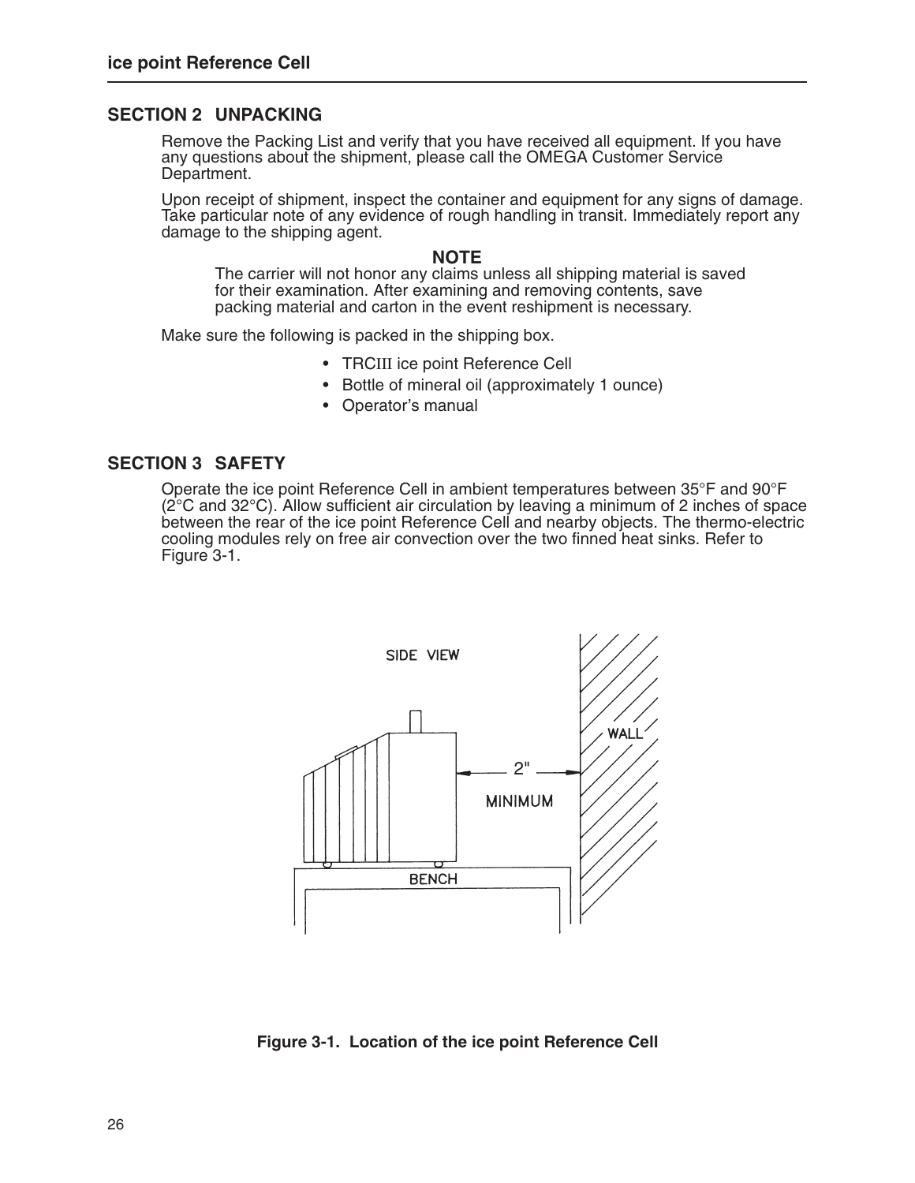## SECTION 2 UNPACKING

Remove the Packing List and verify that you have received all equipment. If you have any questions about the shipment, please call the OMEGA Customer Service Department.

Upon receipt of shipment, inspect the container and equipment for any signs of damage. Take particular note of any evidence of rough handling in transit. Immediately report any damage to the shipping agent.

**NOTE**

The carrier will not honor any claims unless all shipping material is saved for their examination. After examining and removing contents, save packing material and carton in the event reshipment is necessary.

Make sure the following is packed in the shipping box.

- TRCIII ice point Reference Cell
- Bottle of mineral oil (approximately 1 ounce)
- Operator's manual

## SECTION 3 SAFETY

Operate the ice point Reference Cell in ambient temperatures between 35°F and 90°F (2°C and 32°C). Allow sufficient air circulation by leaving a minimum of 2 inches of space between the rear of the ice point Reference Cell and nearby objects. The thermo-electric cooling modules rely on free air convection over the two finned heat sinks. Refer to Figure 3-1.

SIDE VIEW

WALL

2"

MINIMUM

BENCH

**Figure 3-1. Location of the ice point Reference Cell**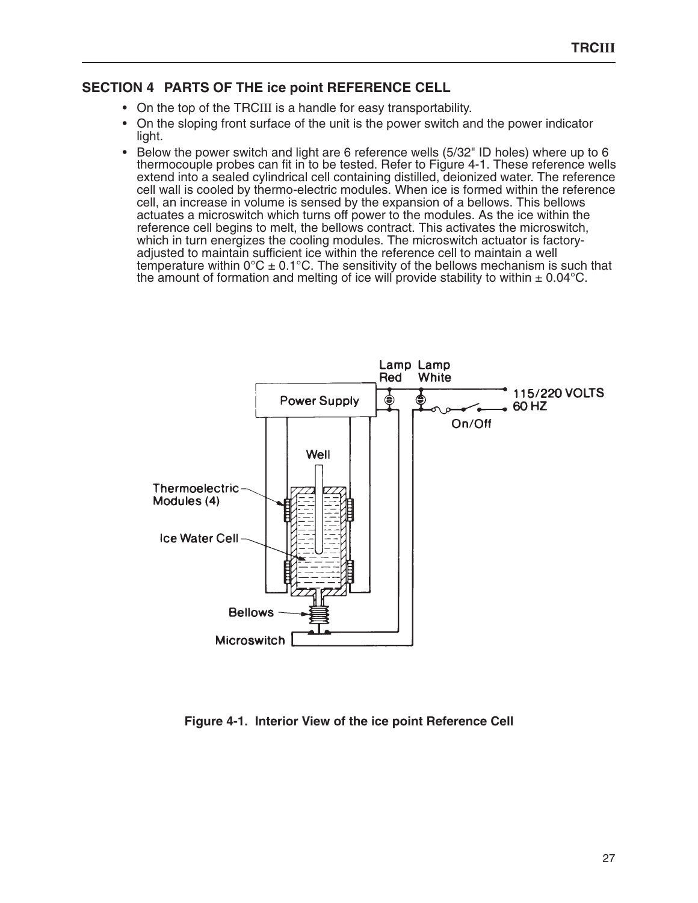## SECTION 4 PARTS OF THE ice point REFERENCE CELL

- On the top of the TRCIII is a handle for easy transportability.
- On the sloping front surface of the unit is the power switch and the power indicator light.
- Below the power switch and light are 6 reference wells (5/32" ID holes) where up to 6 thermocouple probes can fit in to be tested. Refer to Figure 4-1. These reference wells extend into a sealed cylindrical cell containing distilled, deionized water. The reference cell wall is cooled by thermo-electric modules. When ice is formed within the reference cell, an increase in volume is sensed by the expansion of a bellows. This bellows actuates a microswitch which turns off power to the modules. As the ice within the reference cell begins to melt, the bellows contract. This activates the microswitch, which in turn energizes the cooling modules. The microswitch actuator is factory-adjusted to maintain sufficient ice within the reference cell to maintain a well temperature within 0°C ± 0.1°C. The sensitivity of the bellows mechanism is such that the amount of formation and melting of ice will provide stability to within ± 0.04°C.

Lamp Red
Lamp White
Power Supply
115/220 VOLTS
60 HZ
On/Off
Well
Thermoelectric Modules (4)
Ice Water Cell
Bellows
Microswitch

**Figure 4-1. Interior View of the ice point Reference Cell**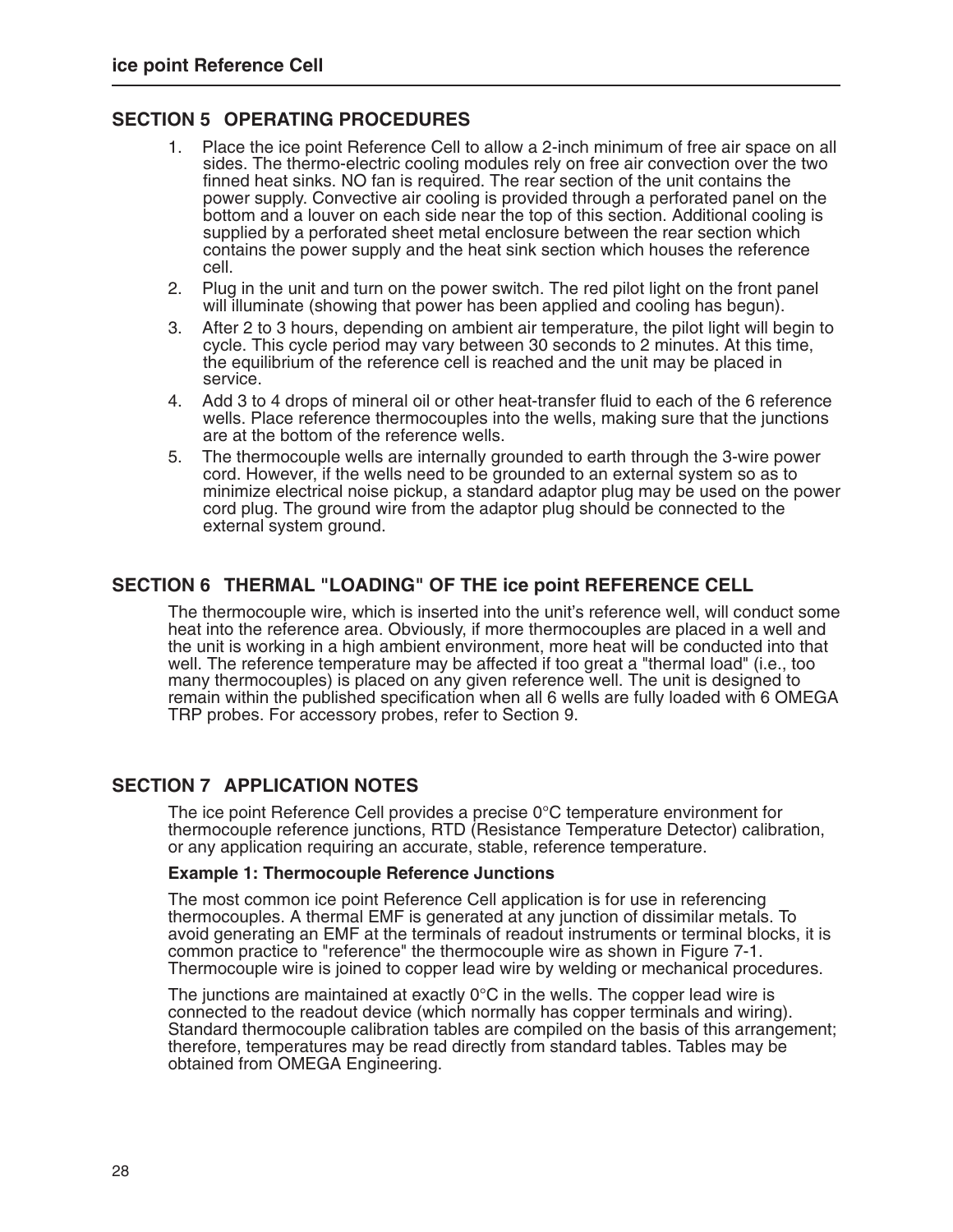## SECTION 5 OPERATING PROCEDURES

1. Place the ice point Reference Cell to allow a 2-inch minimum of free air space on all sides. The thermo-electric cooling modules rely on free air convection over the two finned heat sinks. NO fan is required. The rear section of the unit contains the power supply. Convective air cooling is provided through a perforated panel on the bottom and a louver on each side near the top of this section. Additional cooling is supplied by a perforated sheet metal enclosure between the rear section which contains the power supply and the heat sink section which houses the reference cell.
2. Plug in the unit and turn on the power switch. The red pilot light on the front panel will illuminate (showing that power has been applied and cooling has begun).
3. After 2 to 3 hours, depending on ambient air temperature, the pilot light will begin to cycle. This cycle period may vary between 30 seconds to 2 minutes. At this time, the equilibrium of the reference cell is reached and the unit may be placed in service.
4. Add 3 to 4 drops of mineral oil or other heat-transfer fluid to each of the 6 reference wells. Place reference thermocouples into the wells, making sure that the junctions are at the bottom of the reference wells.
5. The thermocouple wells are internally grounded to earth through the 3-wire power cord. However, if the wells need to be grounded to an external system so as to minimize electrical noise pickup, a standard adaptor plug may be used on the power cord plug. The ground wire from the adaptor plug should be connected to the external system ground.

## SECTION 6 THERMAL "LOADING" OF THE ice point REFERENCE CELL

The thermocouple wire, which is inserted into the unit's reference well, will conduct some heat into the reference area. Obviously, if more thermocouples are placed in a well and the unit is working in a high ambient environment, more heat will be conducted into that well. The reference temperature may be affected if too great a "thermal load" (i.e., too many thermocouples) is placed on any given reference well. The unit is designed to remain within the published specification when all 6 wells are fully loaded with 6 OMEGA TRP probes. For accessory probes, refer to Section 9.

## SECTION 7 APPLICATION NOTES

The ice point Reference Cell provides a precise 0°C temperature environment for thermocouple reference junctions, RTD (Resistance Temperature Detector) calibration, or any application requiring an accurate, stable, reference temperature.

**Example 1: Thermocouple Reference Junctions**

The most common ice point Reference Cell application is for use in referencing thermocouples. A thermal EMF is generated at any junction of dissimilar metals. To avoid generating an EMF at the terminals of readout instruments or terminal blocks, it is common practice to "reference" the thermocouple wire as shown in Figure 7-1. Thermocouple wire is joined to copper lead wire by welding or mechanical procedures.

The junctions are maintained at exactly 0°C in the wells. The copper lead wire is connected to the readout device (which normally has copper terminals and wiring). Standard thermocouple calibration tables are compiled on the basis of this arrangement; therefore, temperatures may be read directly from standard tables. Tables may be obtained from OMEGA Engineering.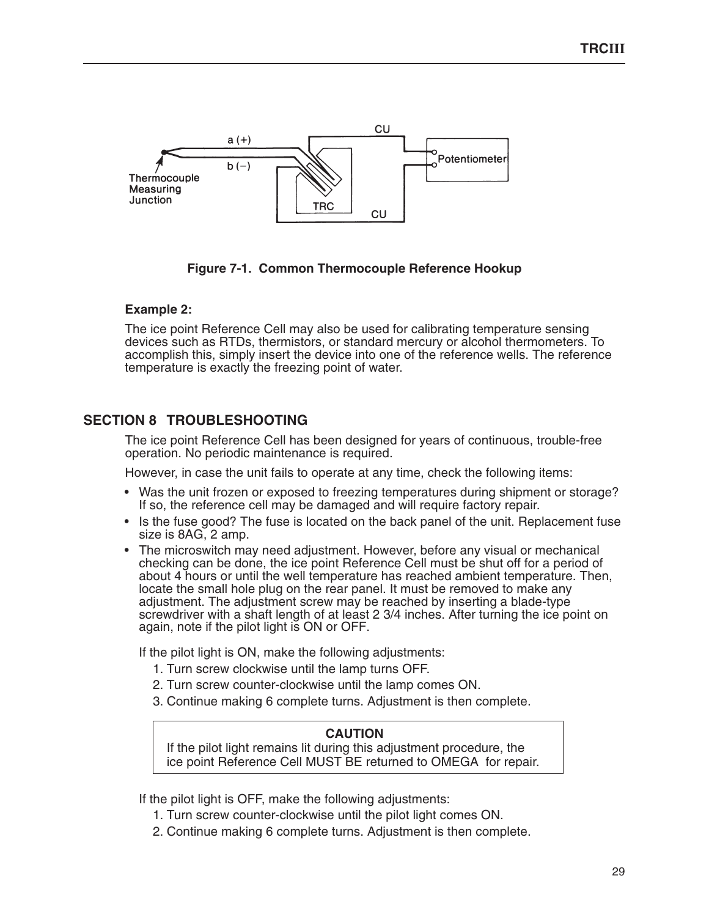a (+)

b (−)

Thermocouple
Measuring
Junction

TRC

CU

CU

Potentiometer

**Figure 7-1. Common Thermocouple Reference Hookup**

**Example 2:**

The ice point Reference Cell may also be used for calibrating temperature sensing devices such as RTDs, thermistors, or standard mercury or alcohol thermometers. To accomplish this, simply insert the device into one of the reference wells. The reference temperature is exactly the freezing point of water.

## SECTION 8 TROUBLESHOOTING

The ice point Reference Cell has been designed for years of continuous, trouble-free operation. No periodic maintenance is required.

However, in case the unit fails to operate at any time, check the following items:

- Was the unit frozen or exposed to freezing temperatures during shipment or storage? If so, the reference cell may be damaged and will require factory repair.
- Is the fuse good? The fuse is located on the back panel of the unit. Replacement fuse size is 8AG, 2 amp.
- The microswitch may need adjustment. However, before any visual or mechanical checking can be done, the ice point Reference Cell must be shut off for a period of about 4 hours or until the well temperature has reached ambient temperature. Then, locate the small hole plug on the rear panel. It must be removed to make any adjustment. The adjustment screw may be reached by inserting a blade-type screwdriver with a shaft length of at least 2 3/4 inches. After turning the ice point on again, note if the pilot light is ON or OFF.

  If the pilot light is ON, make the following adjustments:

  1. Turn screw clockwise until the lamp turns OFF.
  2. Turn screw counter-clockwise until the lamp comes ON.
  3. Continue making 6 complete turns. Adjustment is then complete.

  **CAUTION**
  If the pilot light remains lit during this adjustment procedure, the ice point Reference Cell MUST BE returned to OMEGA for repair.

  If the pilot light is OFF, make the following adjustments:

  1. Turn screw counter-clockwise until the pilot light comes ON.
  2. Continue making 6 complete turns. Adjustment is then complete.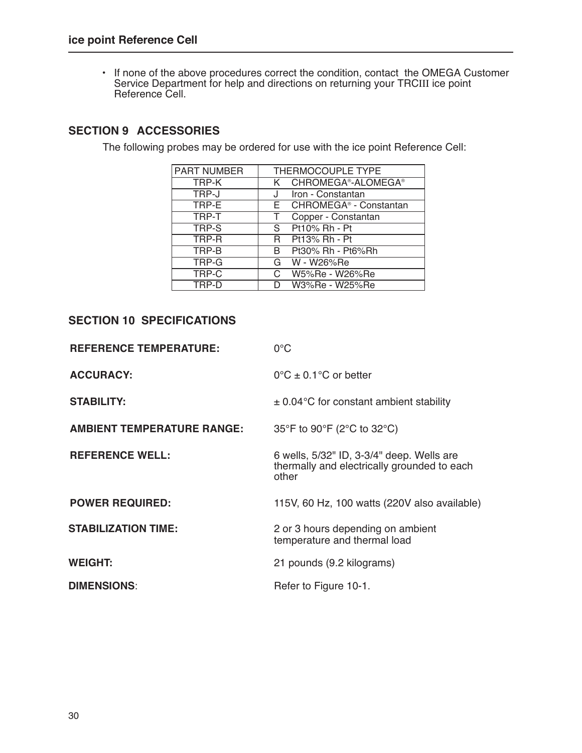- If none of the above procedures correct the condition, contact the OMEGA Customer Service Department for help and directions on returning your TRCIII ice point Reference Cell.

## SECTION 9 ACCESSORIES

The following probes may be ordered for use with the ice point Reference Cell:

| PART NUMBER | THERMOCOUPLE TYPE |
|---|---|
| TRP-K | K CHROMEGA®-ALOMEGA® |
| TRP-J | J Iron - Constantan |
| TRP-E | E CHROMEGA® - Constantan |
| TRP-T | T Copper - Constantan |
| TRP-S | S Pt10% Rh - Pt |
| TRP-R | R Pt13% Rh - Pt |
| TRP-B | B Pt30% Rh - Pt6%Rh |
| TRP-G | G W - W26%Re |
| TRP-C | C W5%Re - W26%Re |
| TRP-D | D W3%Re - W25%Re |

## SECTION 10 SPECIFICATIONS

**REFERENCE TEMPERATURE:** 0°C

**ACCURACY:** 0°C ± 0.1°C or better

**STABILITY:** ± 0.04°C for constant ambient stability

**AMBIENT TEMPERATURE RANGE:** 35°F to 90°F (2°C to 32°C)

**REFERENCE WELL:** 6 wells, 5/32" ID, 3-3/4" deep. Wells are thermally and electrically grounded to each other

**POWER REQUIRED:** 115V, 60 Hz, 100 watts (220V also available)

**STABILIZATION TIME:** 2 or 3 hours depending on ambient temperature and thermal load

**WEIGHT:** 21 pounds (9.2 kilograms)

**DIMENSIONS**: Refer to Figure 10-1.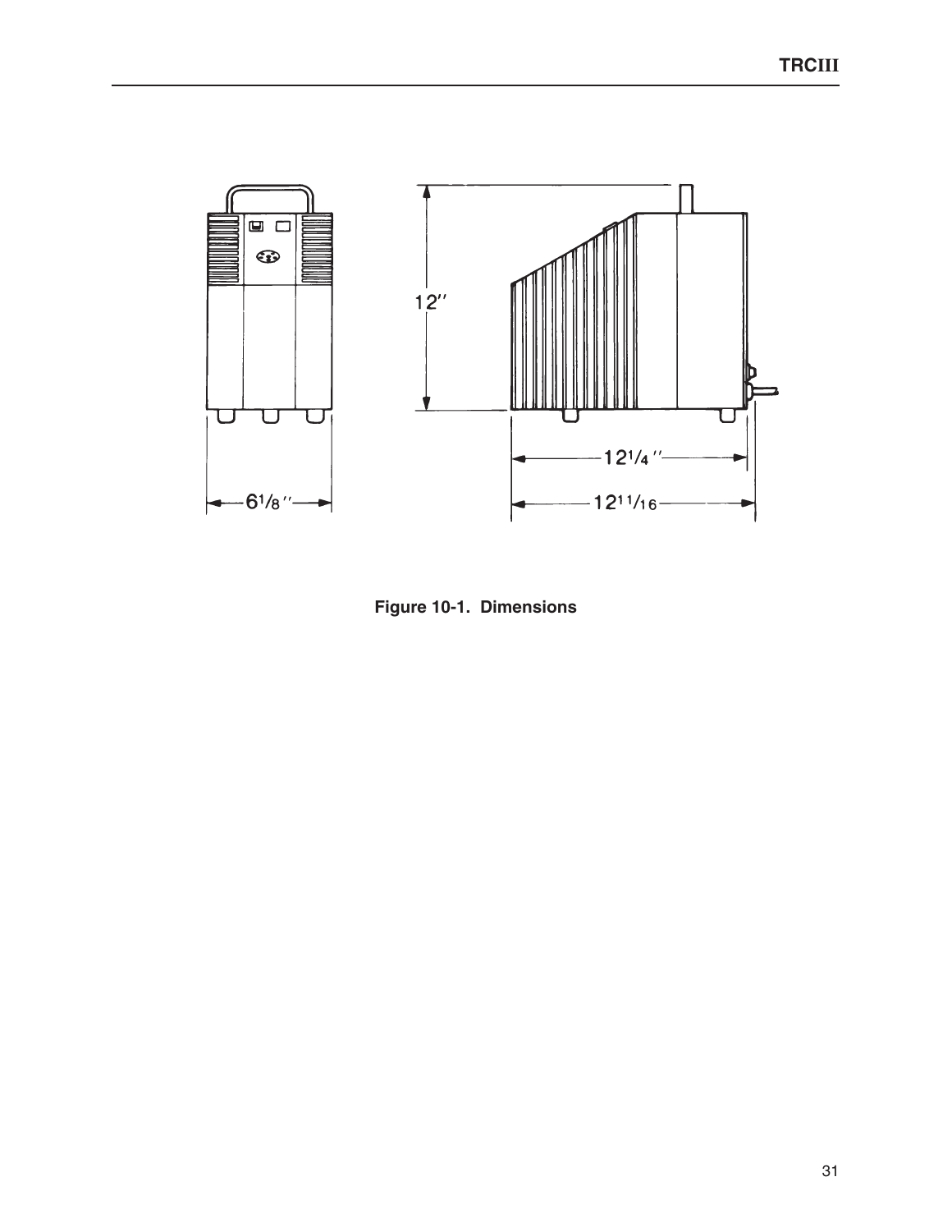12″

6 1/8″

12 1/4″

12 11/16

**Figure 10-1. Dimensions**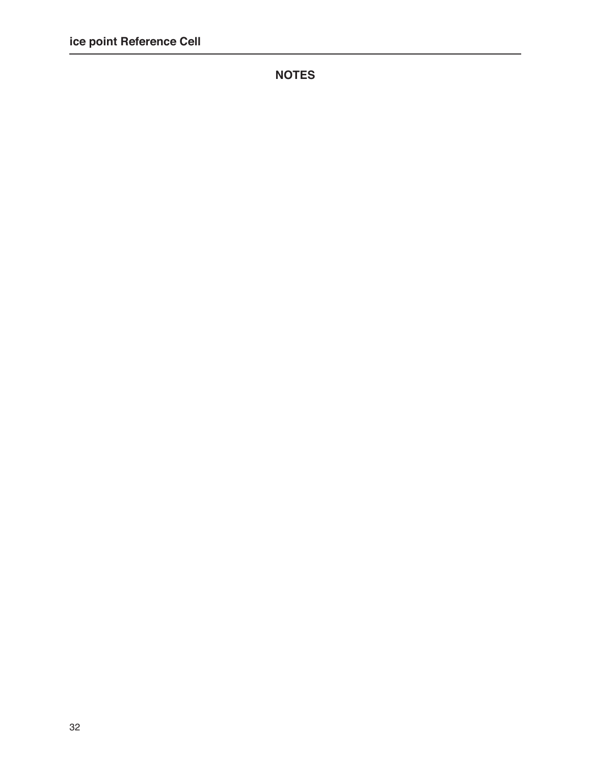## NOTES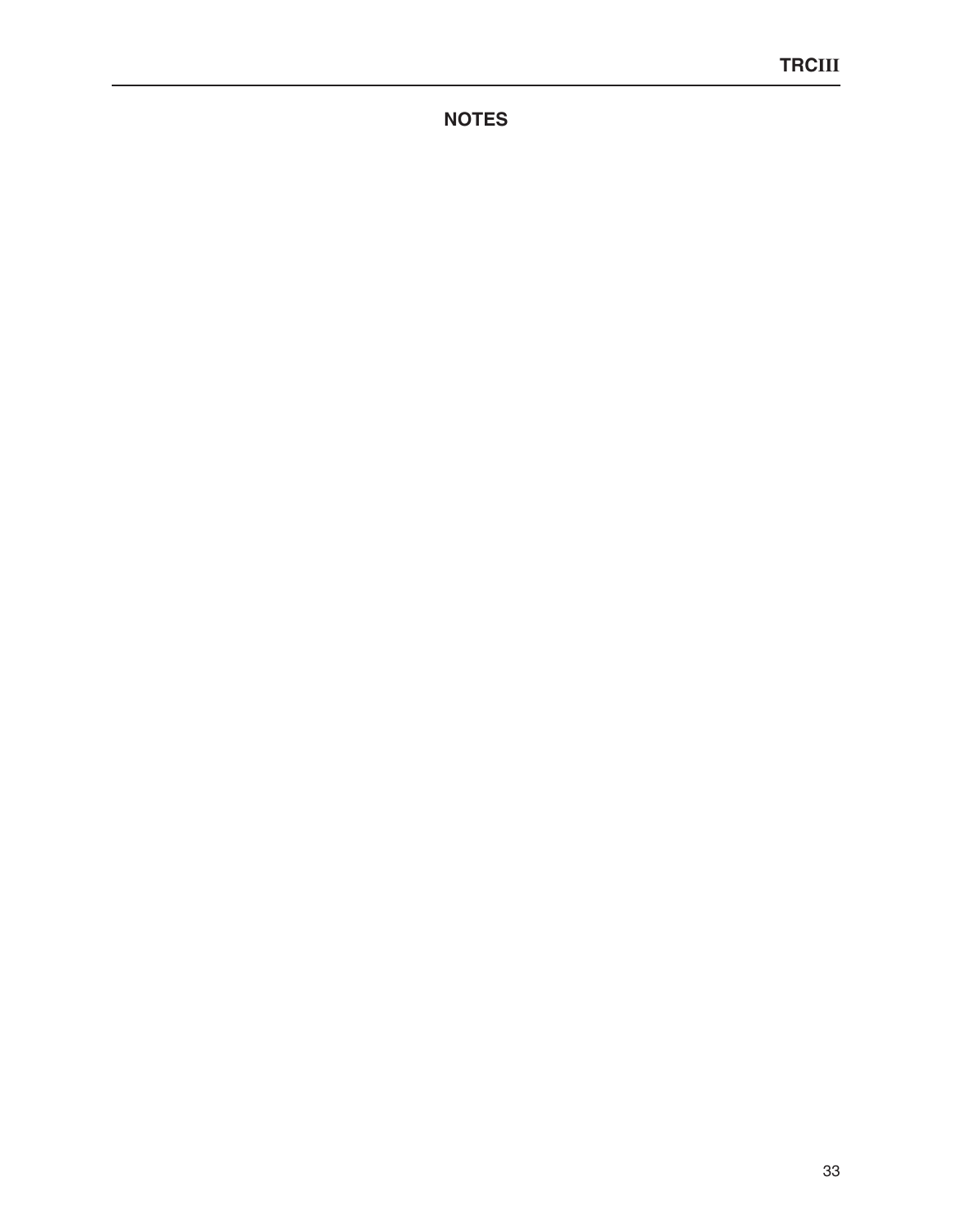## NOTES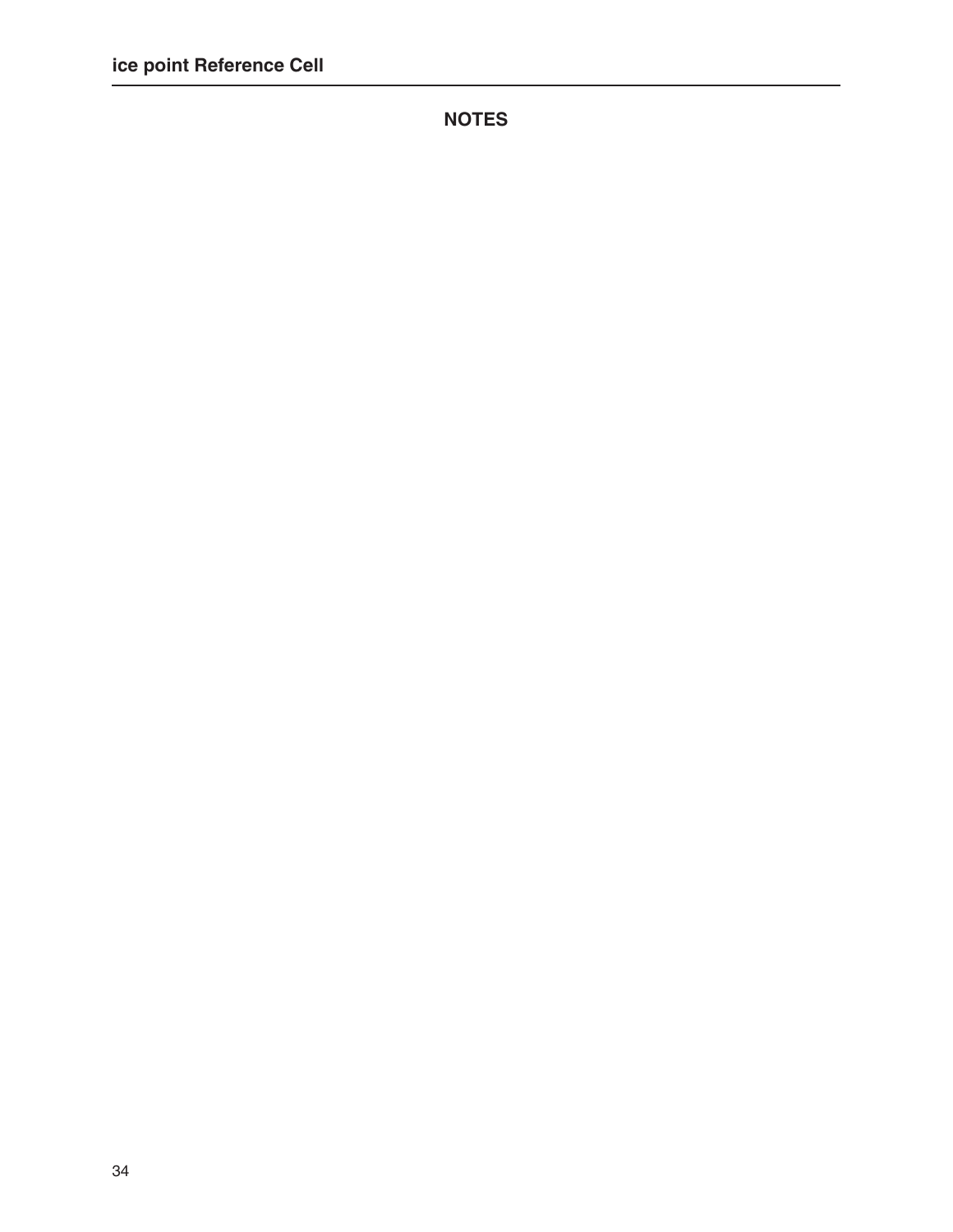**NOTES**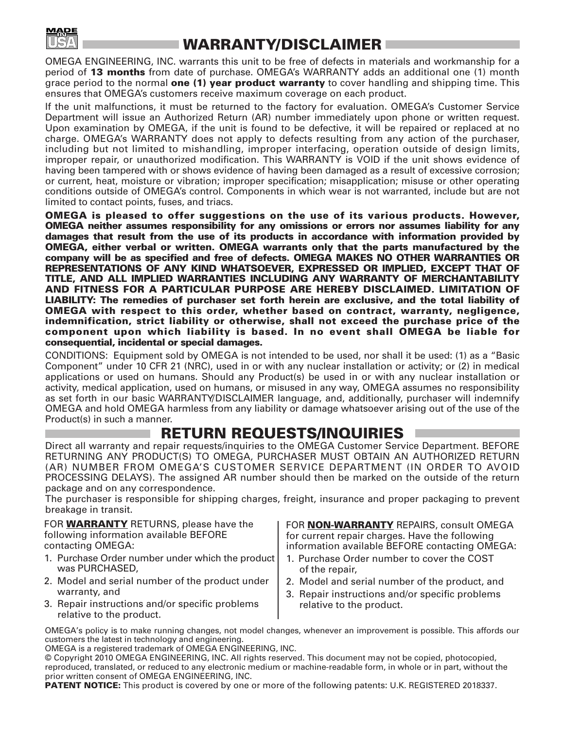MADE IN USA

## WARRANTY/DISCLAIMER

OMEGA ENGINEERING, INC. warrants this unit to be free of defects in materials and workmanship for a period of **13 months** from date of purchase. OMEGA's WARRANTY adds an additional one (1) month grace period to the normal **one (1) year product warranty** to cover handling and shipping time. This ensures that OMEGA's customers receive maximum coverage on each product.

If the unit malfunctions, it must be returned to the factory for evaluation. OMEGA's Customer Service Department will issue an Authorized Return (AR) number immediately upon phone or written request. Upon examination by OMEGA, if the unit is found to be defective, it will be repaired or replaced at no charge. OMEGA's WARRANTY does not apply to defects resulting from any action of the purchaser, including but not limited to mishandling, improper interfacing, operation outside of design limits, improper repair, or unauthorized modification. This WARRANTY is VOID if the unit shows evidence of having been tampered with or shows evidence of having been damaged as a result of excessive corrosion; or current, heat, moisture or vibration; improper specification; misapplication; misuse or other operating conditions outside of OMEGA's control. Components in which wear is not warranted, include but are not limited to contact points, fuses, and triacs.

**OMEGA is pleased to offer suggestions on the use of its various products. However, OMEGA neither assumes responsibility for any omissions or errors nor assumes liability for any damages that result from the use of its products in accordance with information provided by OMEGA, either verbal or written. OMEGA warrants only that the parts manufactured by the company will be as specified and free of defects. OMEGA MAKES NO OTHER WARRANTIES OR REPRESENTATIONS OF ANY KIND WHATSOEVER, EXPRESSED OR IMPLIED, EXCEPT THAT OF TITLE, AND ALL IMPLIED WARRANTIES INCLUDING ANY WARRANTY OF MERCHANTABILITY AND FITNESS FOR A PARTICULAR PURPOSE ARE HEREBY DISCLAIMED. LIMITATION OF LIABILITY: The remedies of purchaser set forth herein are exclusive, and the total liability of OMEGA with respect to this order, whether based on contract, warranty, negligence, indemnification, strict liability or otherwise, shall not exceed the purchase price of the component upon which liability is based. In no event shall OMEGA be liable for consequential, incidental or special damages.**

CONDITIONS: Equipment sold by OMEGA is not intended to be used, nor shall it be used: (1) as a "Basic Component" under 10 CFR 21 (NRC), used in or with any nuclear installation or activity; or (2) in medical applications or used on humans. Should any Product(s) be used in or with any nuclear installation or activity, medical application, used on humans, or misused in any way, OMEGA assumes no responsibility as set forth in our basic WARRANTY/DISCLAIMER language, and, additionally, purchaser will indemnify OMEGA and hold OMEGA harmless from any liability or damage whatsoever arising out of the use of the Product(s) in such a manner.

## RETURN REQUESTS/INQUIRIES

Direct all warranty and repair requests/inquiries to the OMEGA Customer Service Department. BEFORE RETURNING ANY PRODUCT(S) TO OMEGA, PURCHASER MUST OBTAIN AN AUTHORIZED RETURN (AR) NUMBER FROM OMEGA'S CUSTOMER SERVICE DEPARTMENT (IN ORDER TO AVOID PROCESSING DELAYS). The assigned AR number should then be marked on the outside of the return package and on any correspondence.

The purchaser is responsible for shipping charges, freight, insurance and proper packaging to prevent breakage in transit.

FOR **WARRANTY** RETURNS, please have the following information available BEFORE contacting OMEGA:

1. Purchase Order number under which the product was PURCHASED,
2. Model and serial number of the product under warranty, and
3. Repair instructions and/or specific problems relative to the product.

FOR **NON-WARRANTY** REPAIRS, consult OMEGA for current repair charges. Have the following information available BEFORE contacting OMEGA:

1. Purchase Order number to cover the COST of the repair,
2. Model and serial number of the product, and
3. Repair instructions and/or specific problems relative to the product.

OMEGA's policy is to make running changes, not model changes, whenever an improvement is possible. This affords our customers the latest in technology and engineering.

OMEGA is a registered trademark of OMEGA ENGINEERING, INC.

© Copyright 2010 OMEGA ENGINEERING, INC. All rights reserved. This document may not be copied, photocopied, reproduced, translated, or reduced to any electronic medium or machine-readable form, in whole or in part, without the prior written consent of OMEGA ENGINEERING, INC.

**PATENT NOTICE:** This product is covered by one or more of the following patents: U.K. REGISTERED 2018337.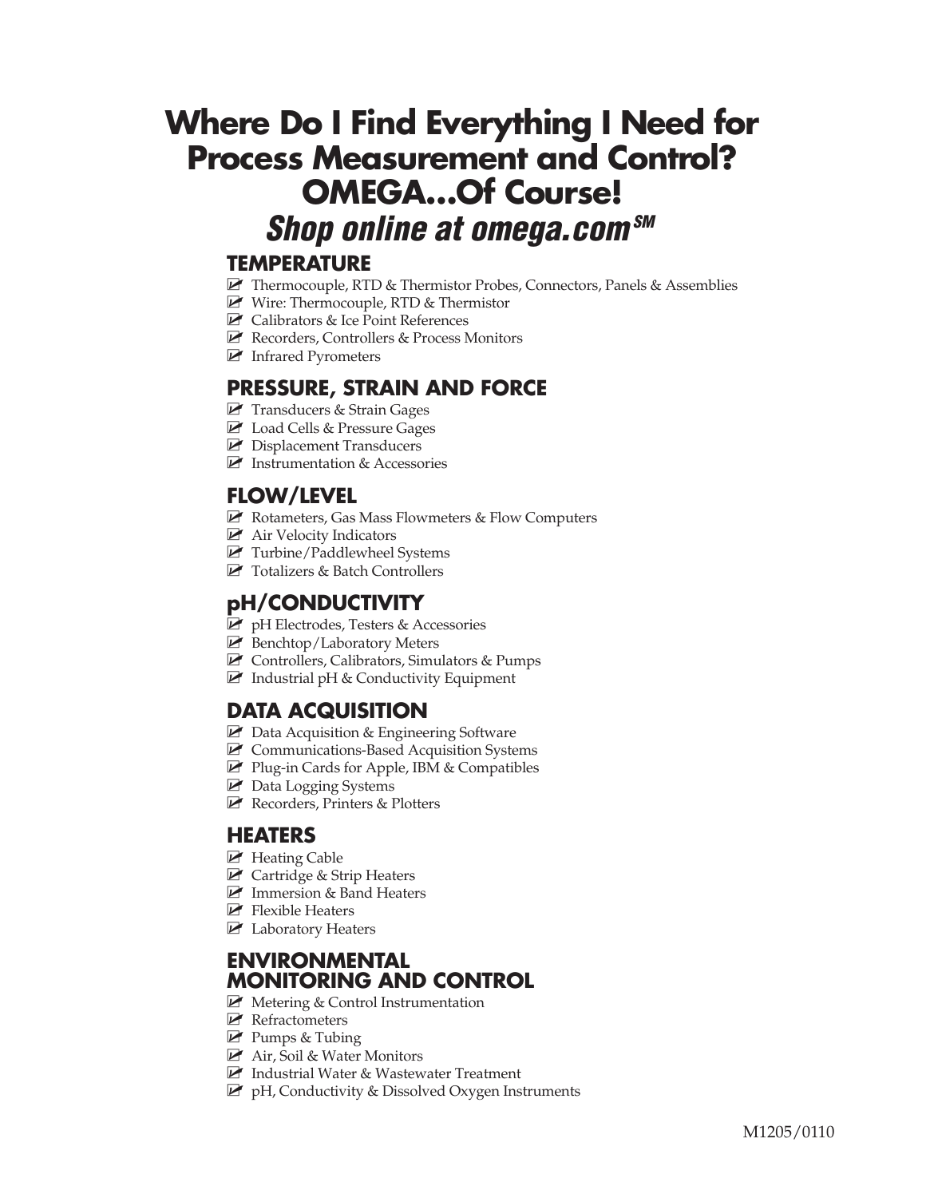# Where Do I Find Everything I Need for Process Measurement and Control? OMEGA...Of Course!

***Shop online at omega.com*** SM

## TEMPERATURE

- Thermocouple, RTD & Thermistor Probes, Connectors, Panels & Assemblies
- Wire: Thermocouple, RTD & Thermistor
- Calibrators & Ice Point References
- Recorders, Controllers & Process Monitors
- Infrared Pyrometers

## PRESSURE, STRAIN AND FORCE

- Transducers & Strain Gages
- Load Cells & Pressure Gages
- Displacement Transducers
- Instrumentation & Accessories

## FLOW/LEVEL

- Rotameters, Gas Mass Flowmeters & Flow Computers
- Air Velocity Indicators
- Turbine/Paddlewheel Systems
- Totalizers & Batch Controllers

## pH/CONDUCTIVITY

- pH Electrodes, Testers & Accessories
- Benchtop/Laboratory Meters
- Controllers, Calibrators, Simulators & Pumps
- Industrial pH & Conductivity Equipment

## DATA ACQUISITION

- Data Acquisition & Engineering Software
- Communications-Based Acquisition Systems
- Plug-in Cards for Apple, IBM & Compatibles
- Data Logging Systems
- Recorders, Printers & Plotters

## HEATERS

- Heating Cable
- Cartridge & Strip Heaters
- Immersion & Band Heaters
- Flexible Heaters
- Laboratory Heaters

## ENVIRONMENTAL MONITORING AND CONTROL

- Metering & Control Instrumentation
- Refractometers
- Pumps & Tubing
- Air, Soil & Water Monitors
- Industrial Water & Wastewater Treatment
- pH, Conductivity & Dissolved Oxygen Instruments

M1205/0110